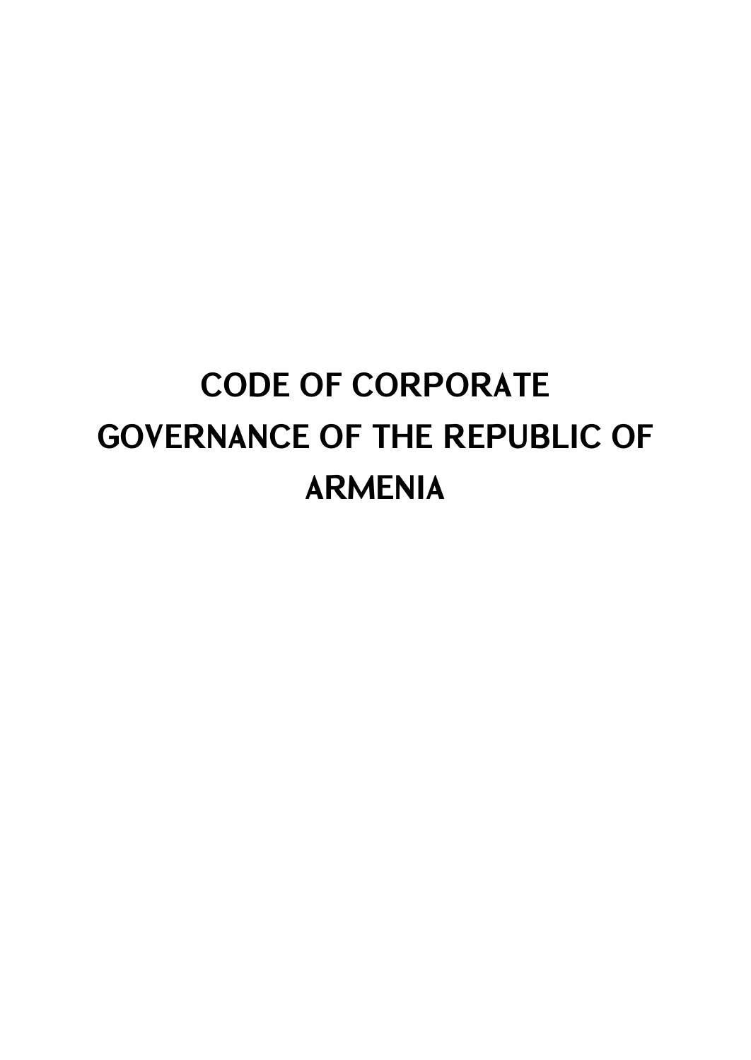# CODE OF CORPORATE GOVERNANCE OF THE REPUBLIC OF ARMENIA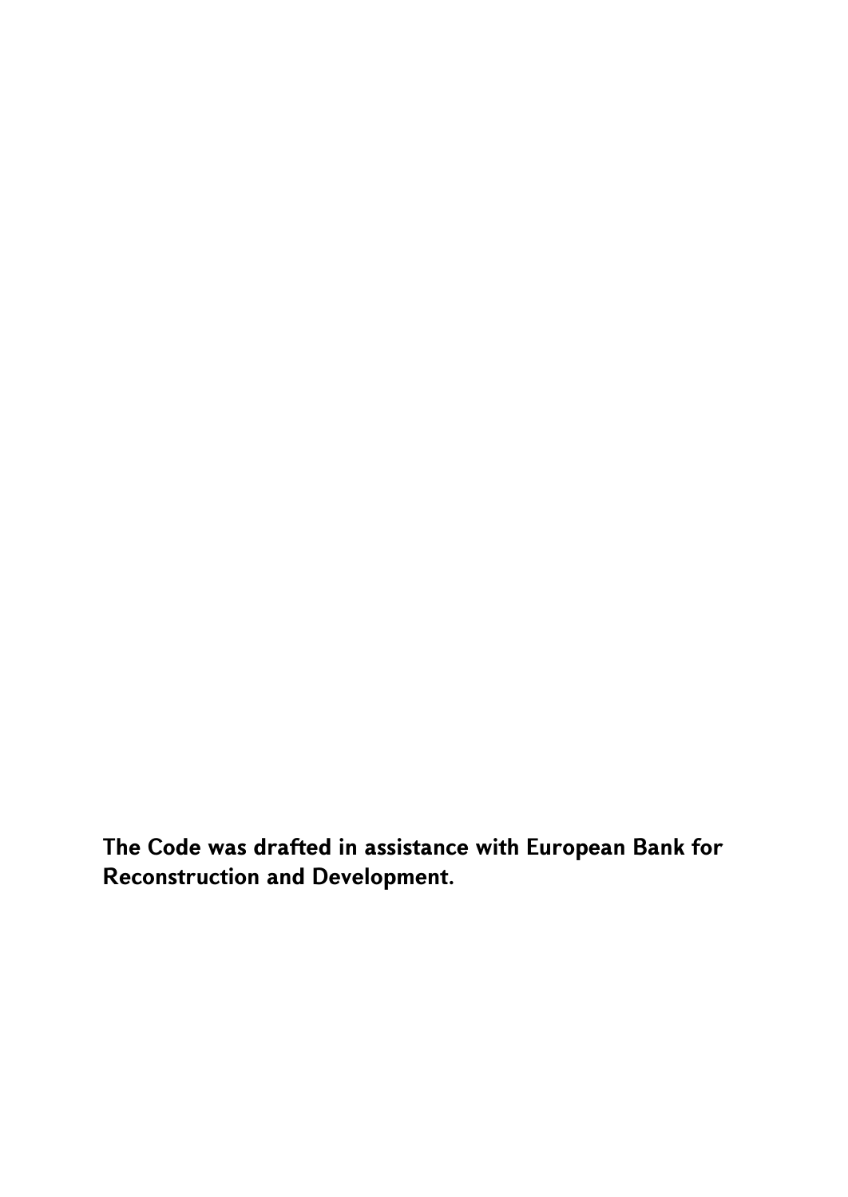**The Code was drafted in assistance with European Bank for Reconstruction and Development.**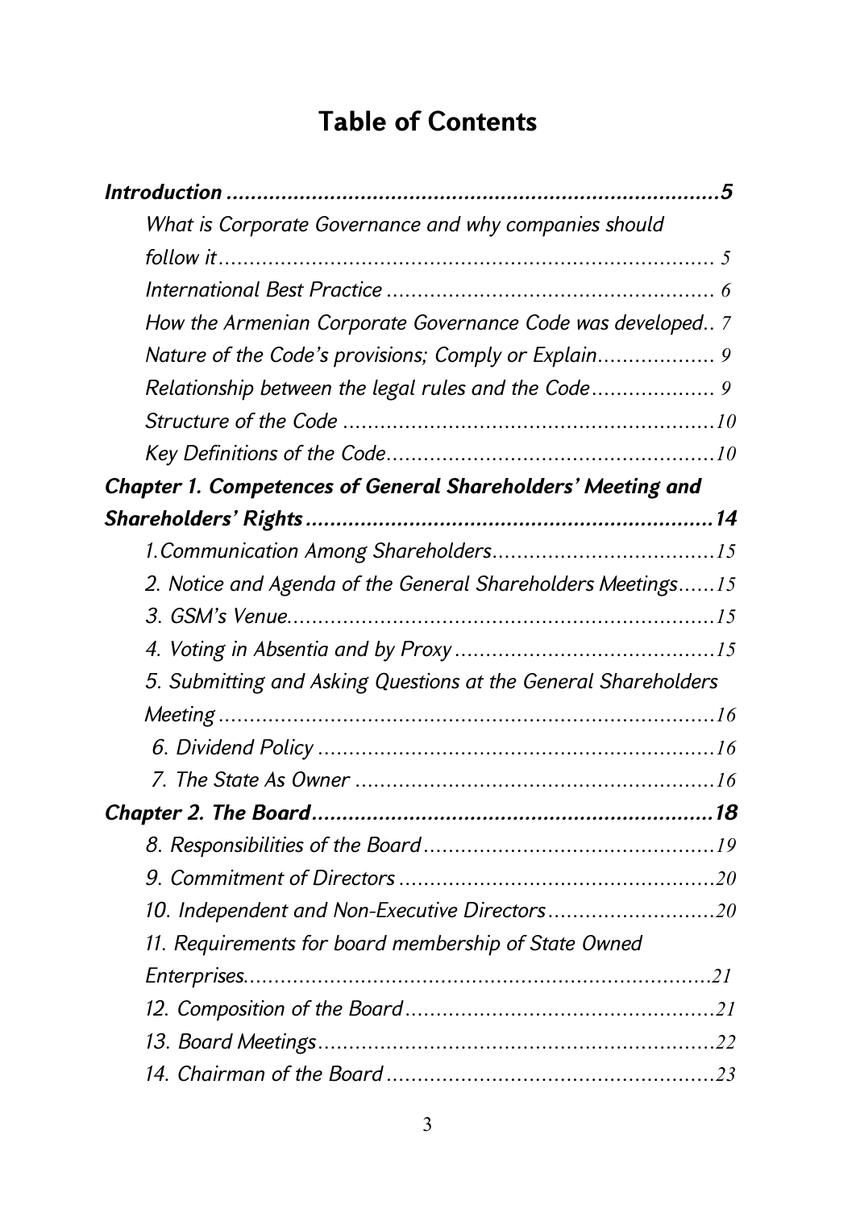# Table of Contents

***Introduction*** ........................................................................ **5**

*What is Corporate Governance and why companies should follow it* ........................................................................ 5

*International Best Practice* ........................................................ 6

*How the Armenian Corporate Governance Code was developed*.. 7

*Nature of the Code's provisions; Comply or Explain*.................. 9

*Relationship between the legal rules and the Code*................... 9

*Structure of the Code* ............................................................10

*Key Definitions of the Code*.....................................................10

***Chapter 1. Competences of General Shareholders' Meeting and Shareholders' Rights*** ........................................................................ **14**

*1.Communication Among Shareholders*....................................15

*2. Notice and Agenda of the General Shareholders Meetings*......15

*3. GSM's Venue*.......................................................................15

*4. Voting in Absentia and by Proxy*..........................................15

*5. Submitting and Asking Questions at the General Shareholders Meeting* ........................................................................16

*6. Dividend Policy* ..................................................................16

*7. The State As Owner* ...........................................................16

***Chapter 2. The Board*** ........................................................................ **18**

*8. Responsibilities of the Board*................................................19

*9. Commitment of Directors* ....................................................20

*10. Independent and Non-Executive Directors*...........................20

*11. Requirements for board membership of State Owned Enterprises*............................................................................21

*12. Composition of the Board*...................................................21

*13. Board Meetings*.................................................................22

*14. Chairman of the Board* .......................................................23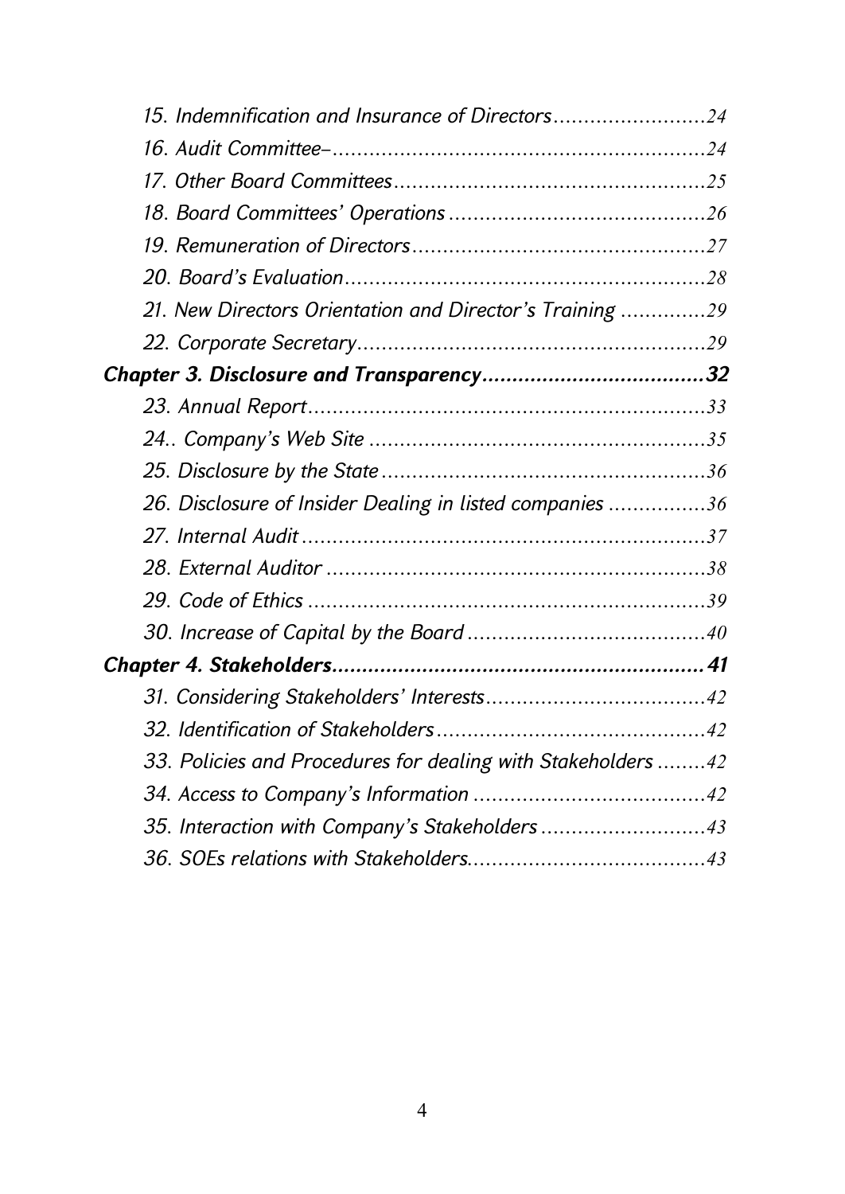*15. Indemnification and Insurance of Directors.........................24*

*16. Audit Committee–.............................................................24*

*17. Other Board Committees...................................................25*

*18. Board Committees' Operations ..........................................26*

*19. Remuneration of Directors................................................27*

*20. Board's Evaluation...........................................................28*

*21. New Directors Orientation and Director's Training ..............29*

*22. Corporate Secretary.........................................................29*

***Chapter 3. Disclosure and Transparency....................................32***

*23. Annual Report.................................................................33*

*24.. Company's Web Site .......................................................35*

*25. Disclosure by the State .....................................................36*

*26. Disclosure of Insider Dealing in listed companies ................36*

*27. Internal Audit ..................................................................37*

*28. External Auditor ..............................................................38*

*29. Code of Ethics .................................................................39*

*30. Increase of Capital by the Board .......................................40*

***Chapter 4. Stakeholders.............................................................41***

*31. Considering Stakeholders' Interests....................................42*

*32. Identification of Stakeholders............................................42*

*33. Policies and Procedures for dealing with Stakeholders ........42*

*34. Access to Company's Information ......................................42*

*35. Interaction with Company's Stakeholders ...........................43*

*36. SOEs relations with Stakeholders.......................................43*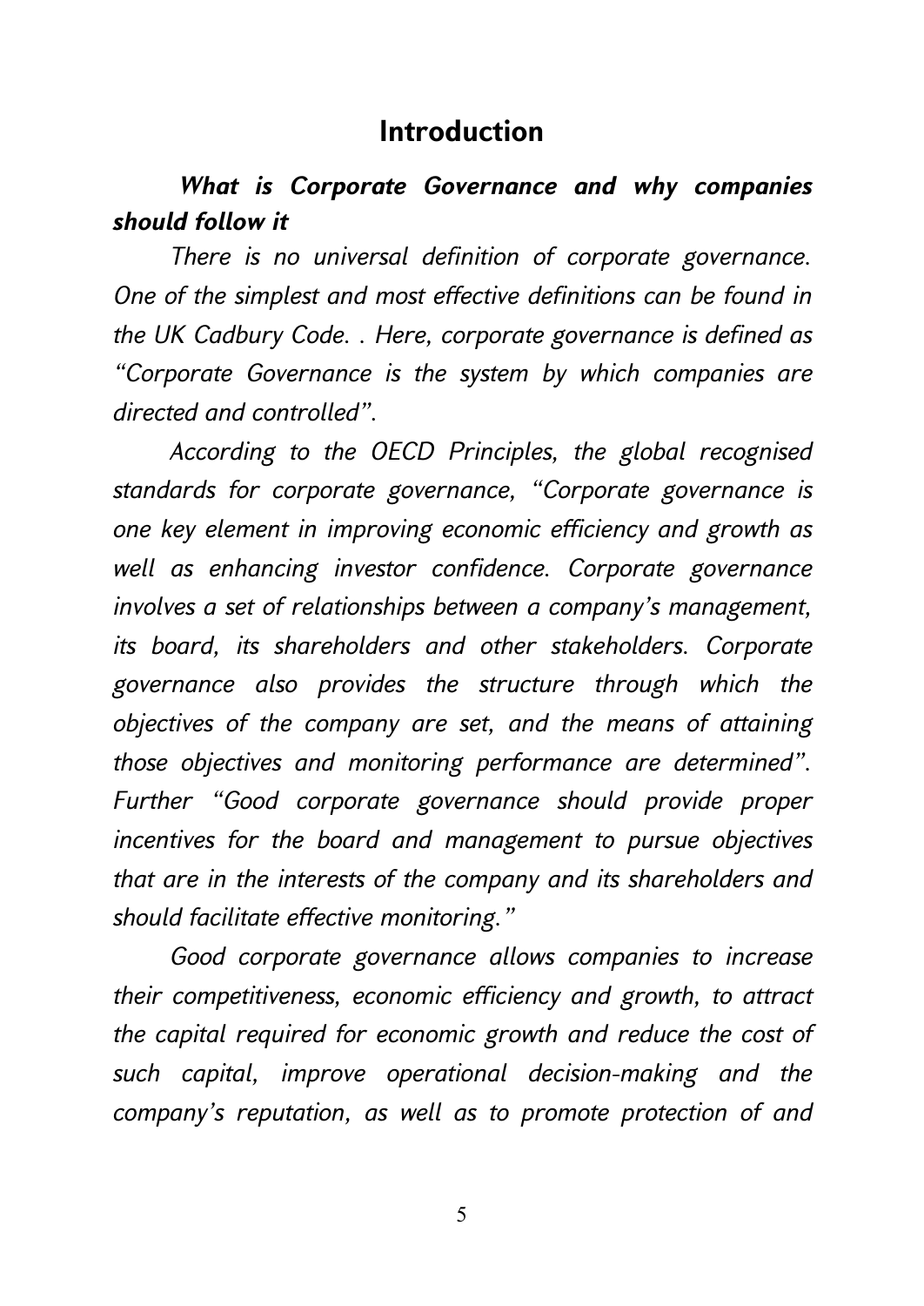## Introduction

***What is Corporate Governance and why companies should follow it***

*There is no universal definition of corporate governance. One of the simplest and most effective definitions can be found in the UK Cadbury Code. . Here, corporate governance is defined as "Corporate Governance is the system by which companies are directed and controlled".*

*According to the OECD Principles, the global recognised standards for corporate governance, "Corporate governance is one key element in improving economic efficiency and growth as well as enhancing investor confidence. Corporate governance involves a set of relationships between a company's management, its board, its shareholders and other stakeholders. Corporate governance also provides the structure through which the objectives of the company are set, and the means of attaining those objectives and monitoring performance are determined". Further "Good corporate governance should provide proper incentives for the board and management to pursue objectives that are in the interests of the company and its shareholders and should facilitate effective monitoring."*

*Good corporate governance allows companies to increase their competitiveness, economic efficiency and growth, to attract the capital required for economic growth and reduce the cost of such capital, improve operational decision-making and the company's reputation, as well as to promote protection of and*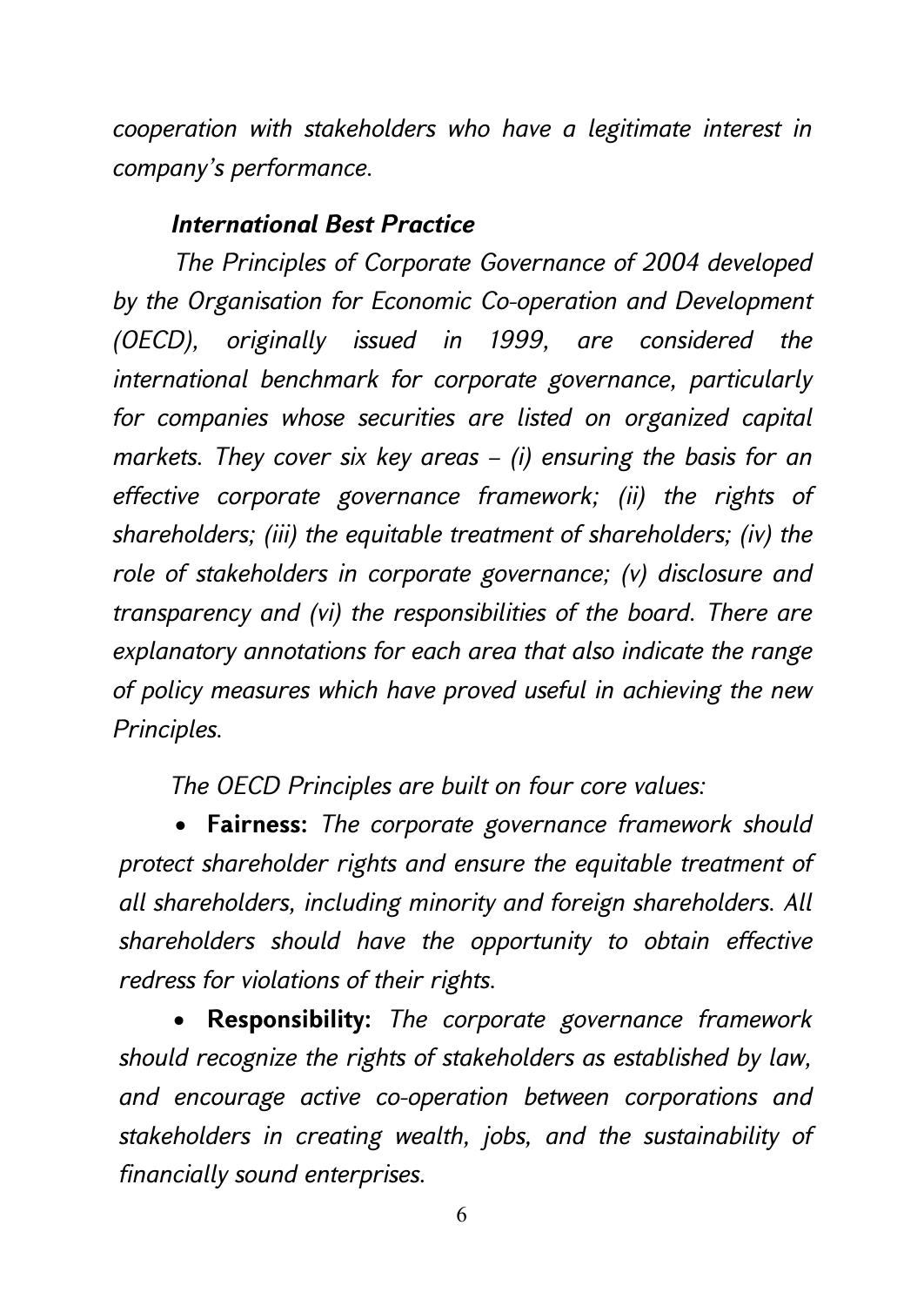*cooperation with stakeholders who have a legitimate interest in company's performance.*

### *International Best Practice*

*The Principles of Corporate Governance of 2004 developed by the Organisation for Economic Co-operation and Development (OECD), originally issued in 1999, are considered the international benchmark for corporate governance, particularly for companies whose securities are listed on organized capital markets. They cover six key areas – (i) ensuring the basis for an effective corporate governance framework; (ii) the rights of shareholders; (iii) the equitable treatment of shareholders; (iv) the role of stakeholders in corporate governance; (v) disclosure and transparency and (vi) the responsibilities of the board. There are explanatory annotations for each area that also indicate the range of policy measures which have proved useful in achieving the new Principles.*

*The OECD Principles are built on four core values:*

- **Fairness:** *The corporate governance framework should protect shareholder rights and ensure the equitable treatment of all shareholders, including minority and foreign shareholders. All shareholders should have the opportunity to obtain effective redress for violations of their rights.*
- **Responsibility:** *The corporate governance framework should recognize the rights of stakeholders as established by law, and encourage active co-operation between corporations and stakeholders in creating wealth, jobs, and the sustainability of financially sound enterprises.*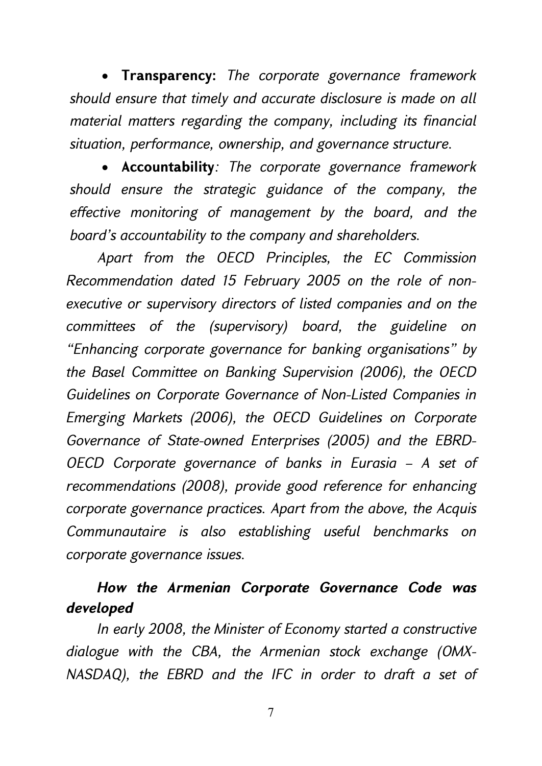- **Transparency:** *The corporate governance framework should ensure that timely and accurate disclosure is made on all material matters regarding the company, including its financial situation, performance, ownership, and governance structure.*
- **Accountability***: The corporate governance framework should ensure the strategic guidance of the company, the effective monitoring of management by the board, and the board's accountability to the company and shareholders.*

*Apart from the OECD Principles, the EC Commission Recommendation dated 15 February 2005 on the role of non-executive or supervisory directors of listed companies and on the committees of the (supervisory) board, the guideline on "Enhancing corporate governance for banking organisations" by the Basel Committee on Banking Supervision (2006), the OECD Guidelines on Corporate Governance of Non-Listed Companies in Emerging Markets (2006), the OECD Guidelines on Corporate Governance of State-owned Enterprises (2005) and the EBRD-OECD Corporate governance of banks in Eurasia – A set of recommendations (2008), provide good reference for enhancing corporate governance practices. Apart from the above, the Acquis Communautaire is also establishing useful benchmarks on corporate governance issues.*

### *How the Armenian Corporate Governance Code was developed*

*In early 2008, the Minister of Economy started a constructive dialogue with the CBA, the Armenian stock exchange (OMX-NASDAQ), the EBRD and the IFC in order to draft a set of*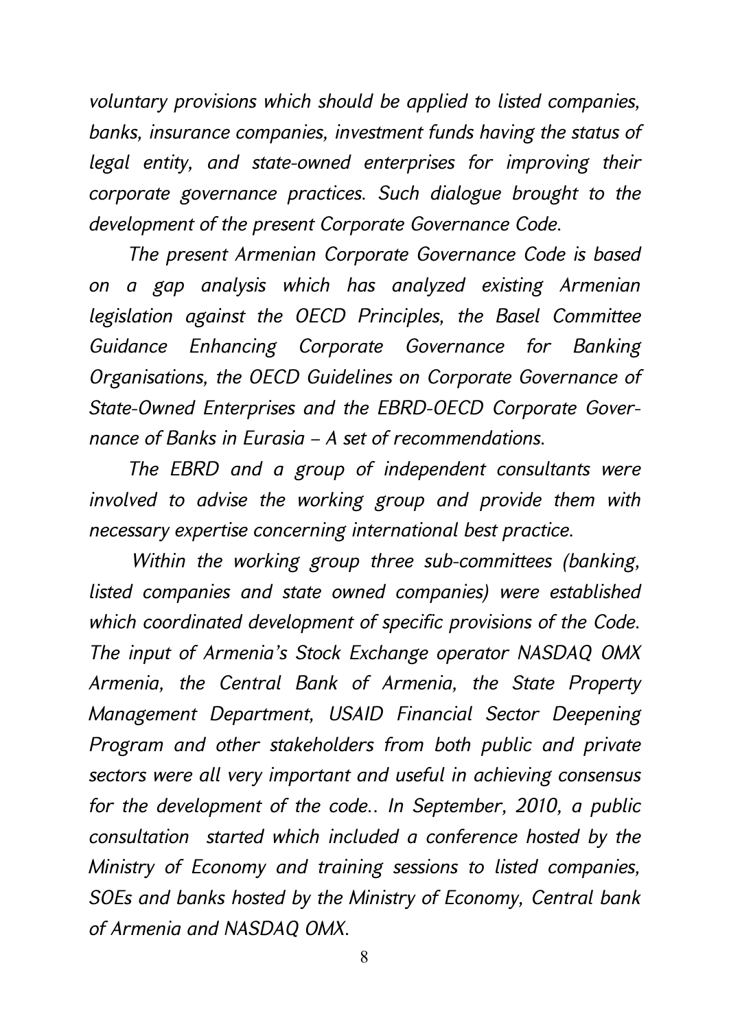*voluntary provisions which should be applied to listed companies, banks, insurance companies, investment funds having the status of legal entity, and state-owned enterprises for improving their corporate governance practices. Such dialogue brought to the development of the present Corporate Governance Code.*

*The present Armenian Corporate Governance Code is based on a gap analysis which has analyzed existing Armenian legislation against the OECD Principles, the Basel Committee Guidance Enhancing Corporate Governance for Banking Organisations, the OECD Guidelines on Corporate Governance of State-Owned Enterprises and the EBRD-OECD Corporate Governance of Banks in Eurasia – A set of recommendations.*

*The EBRD and a group of independent consultants were involved to advise the working group and provide them with necessary expertise concerning international best practice.*

*Within the working group three sub-committees (banking, listed companies and state owned companies) were established which coordinated development of specific provisions of the Code. The input of Armenia's Stock Exchange operator NASDAQ OMX Armenia, the Central Bank of Armenia, the State Property Management Department, USAID Financial Sector Deepening Program and other stakeholders from both public and private sectors were all very important and useful in achieving consensus for the development of the code.. In September, 2010, a public consultation started which included a conference hosted by the Ministry of Economy and training sessions to listed companies, SOEs and banks hosted by the Ministry of Economy, Central bank of Armenia and NASDAQ OMX.*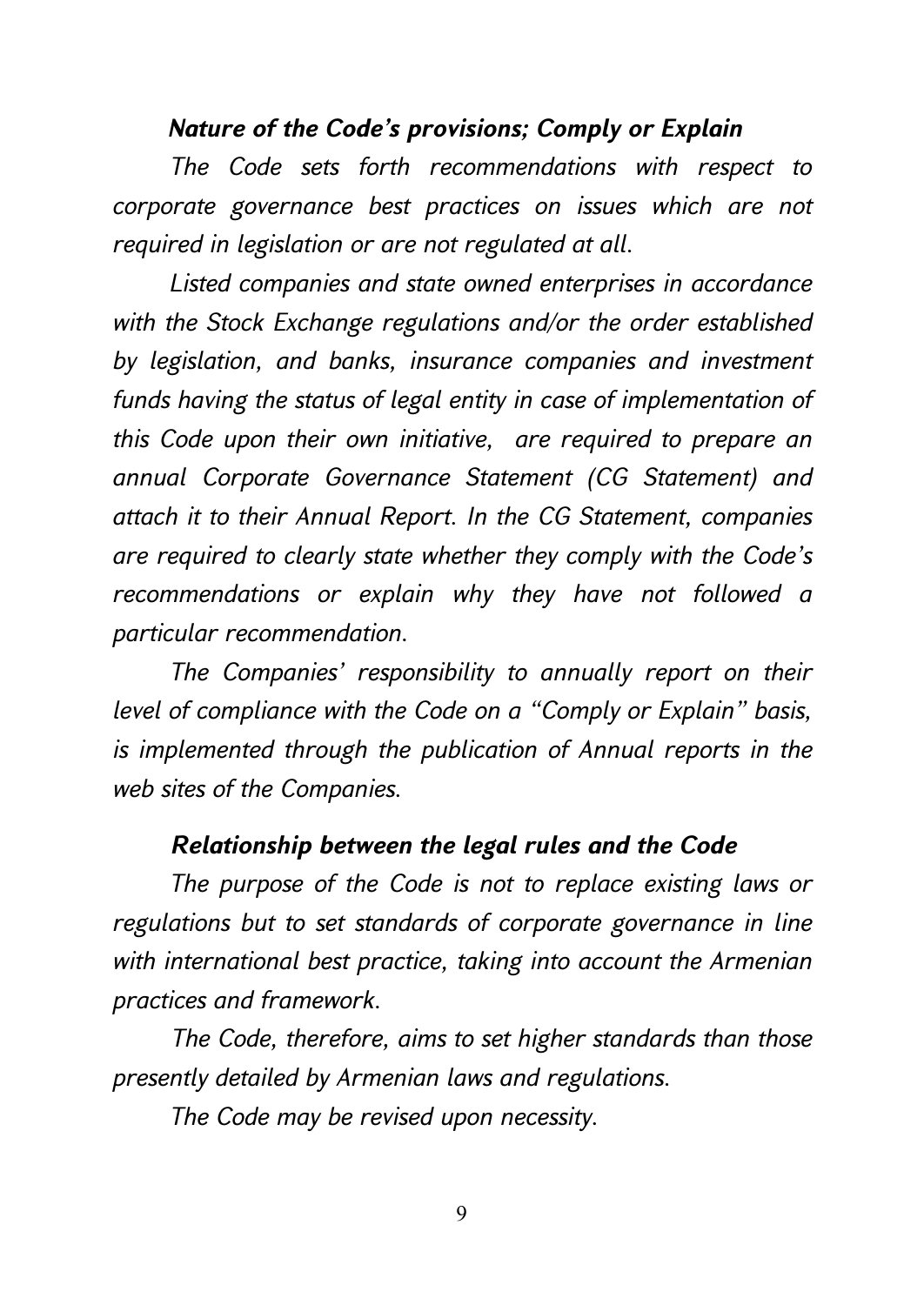### *Nature of the Code's provisions; Comply or Explain*

*The Code sets forth recommendations with respect to corporate governance best practices on issues which are not required in legislation or are not regulated at all.*

*Listed companies and state owned enterprises in accordance with the Stock Exchange regulations and/or the order established by legislation, and banks, insurance companies and investment funds having the status of legal entity in case of implementation of this Code upon their own initiative, are required to prepare an annual Corporate Governance Statement (CG Statement) and attach it to their Annual Report. In the CG Statement, companies are required to clearly state whether they comply with the Code's recommendations or explain why they have not followed a particular recommendation.*

*The Companies' responsibility to annually report on their level of compliance with the Code on a "Comply or Explain" basis, is implemented through the publication of Annual reports in the web sites of the Companies.*

### *Relationship between the legal rules and the Code*

*The purpose of the Code is not to replace existing laws or regulations but to set standards of corporate governance in line with international best practice, taking into account the Armenian practices and framework.*

*The Code, therefore, aims to set higher standards than those presently detailed by Armenian laws and regulations.*

*The Code may be revised upon necessity.*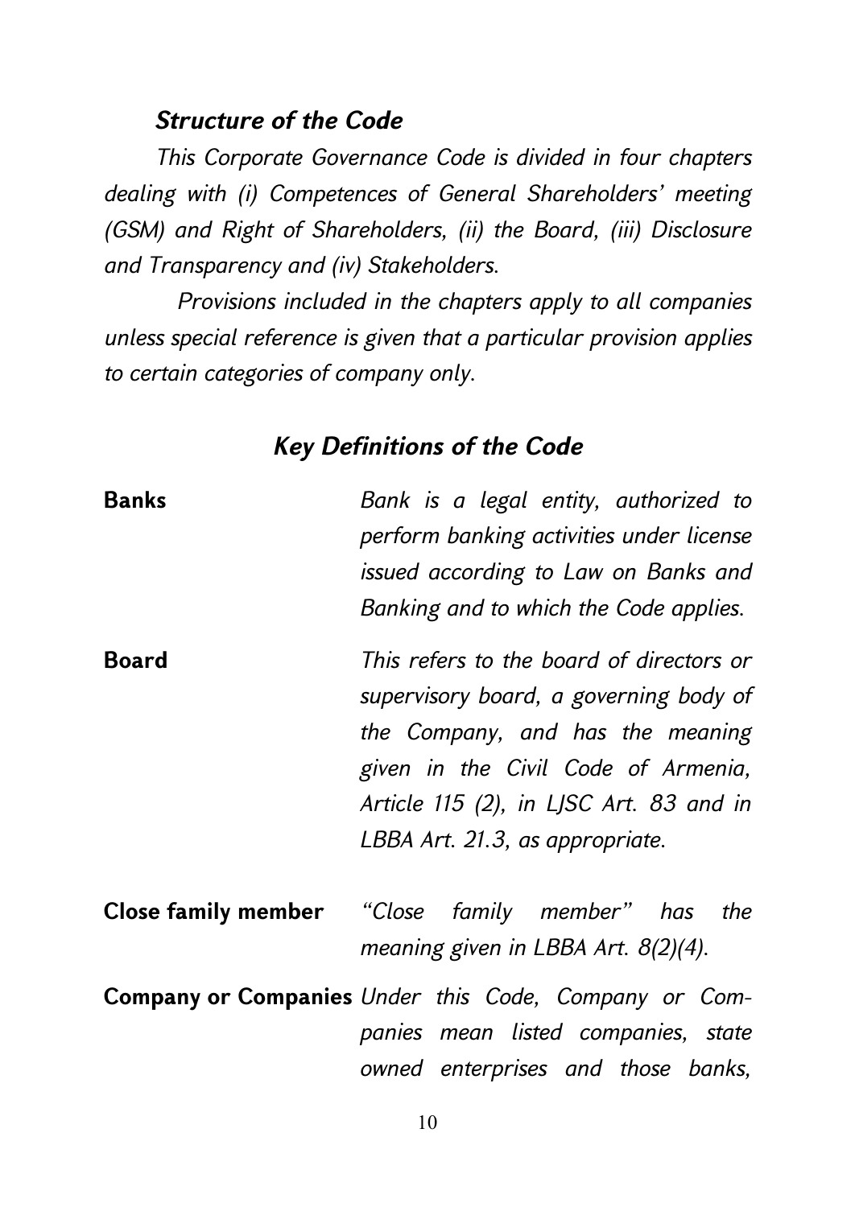### *Structure of the Code*

*This Corporate Governance Code is divided in four chapters dealing with (i) Competences of General Shareholders' meeting (GSM) and Right of Shareholders, (ii) the Board, (iii) Disclosure and Transparency and (iv) Stakeholders.*

*Provisions included in the chapters apply to all companies unless special reference is given that a particular provision applies to certain categories of company only.*

### *Key Definitions of the Code*

**Banks** — *Bank is a legal entity, authorized to perform banking activities under license issued according to Law on Banks and Banking and to which the Code applies.*

**Board** — *This refers to the board of directors or supervisory board, a governing body of the Company, and has the meaning given in the Civil Code of Armenia, Article 115 (2), in LJSC Art. 83 and in LBBA Art. 21.3, as appropriate.*

**Close family member** — *"Close family member" has the meaning given in LBBA Art. 8(2)(4).*

**Company or Companies** — *Under this Code, Company or Companies mean listed companies, state owned enterprises and those banks,*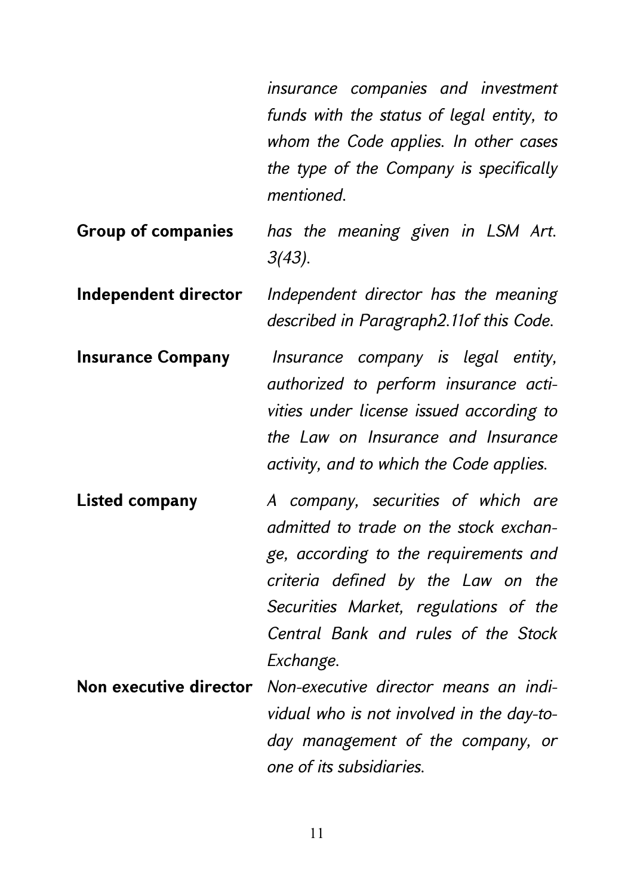*insurance companies and investment funds with the status of legal entity, to whom the Code applies. In other cases the type of the Company is specifically mentioned.*

**Group of companies** *has the meaning given in LSM Art. 3(43).*

**Independent director** *Independent director has the meaning described in Paragraph2.11of this Code.*

**Insurance Company** *Insurance company is legal entity, authorized to perform insurance activities under license issued according to the Law on Insurance and Insurance activity, and to which the Code applies.*

**Listed company** *A company, securities of which are admitted to trade on the stock exchange, according to the requirements and criteria defined by the Law on the Securities Market, regulations of the Central Bank and rules of the Stock Exchange.*

**Non executive director** *Non-executive director means an individual who is not involved in the day-to-day management of the company, or one of its subsidiaries.*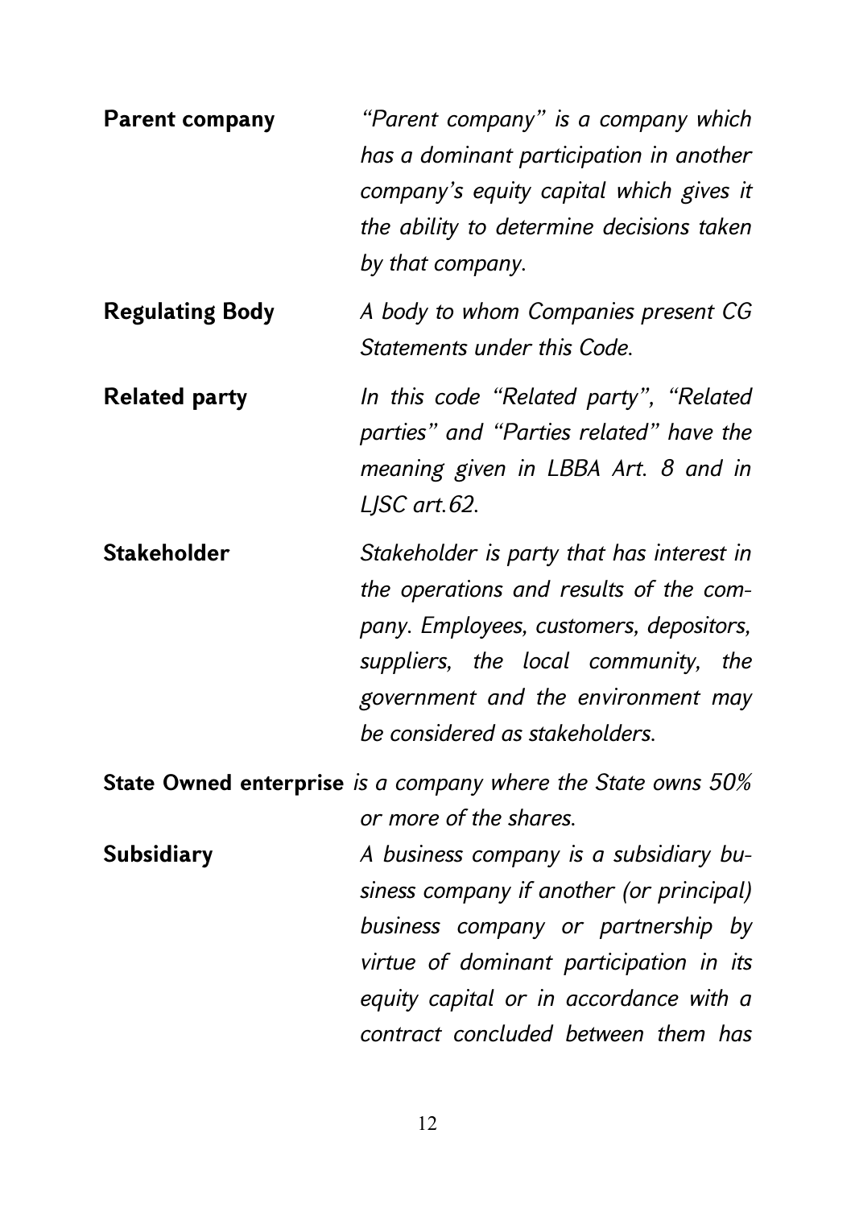**Parent company** *"Parent company" is a company which has a dominant participation in another company's equity capital which gives it the ability to determine decisions taken by that company.*

**Regulating Body** *A body to whom Companies present CG Statements under this Code.*

**Related party** *In this code "Related party", "Related parties" and "Parties related" have the meaning given in LBBA Art. 8 and in LJSC art.62.*

**Stakeholder** *Stakeholder is party that has interest in the operations and results of the company. Employees, customers, depositors, suppliers, the local community, the government and the environment may be considered as stakeholders.*

**State Owned enterprise** *is a company where the State owns 50% or more of the shares.*

**Subsidiary** *A business company is a subsidiary business company if another (or principal) business company or partnership by virtue of dominant participation in its equity capital or in accordance with a contract concluded between them has*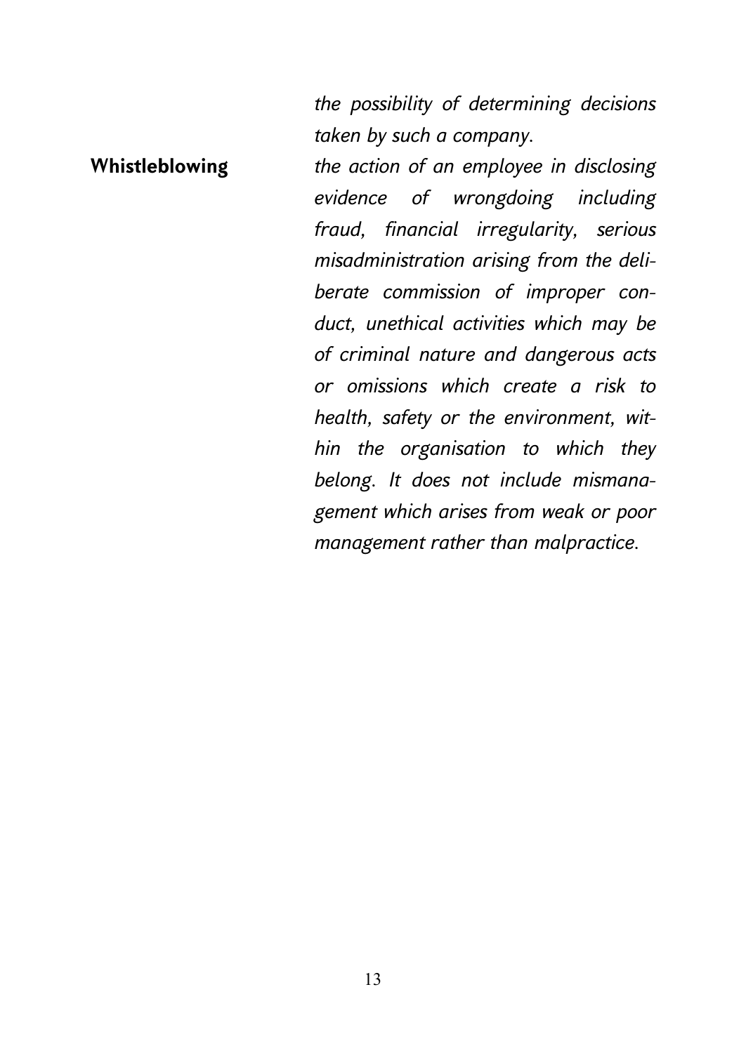*the possibility of determining decisions taken by such a company.*

**Whistleblowing** *the action of an employee in disclosing evidence of wrongdoing including fraud, financial irregularity, serious misadministration arising from the deliberate commission of improper conduct, unethical activities which may be of criminal nature and dangerous acts or omissions which create a risk to health, safety or the environment, within the organisation to which they belong. It does not include mismanagement which arises from weak or poor management rather than malpractice.*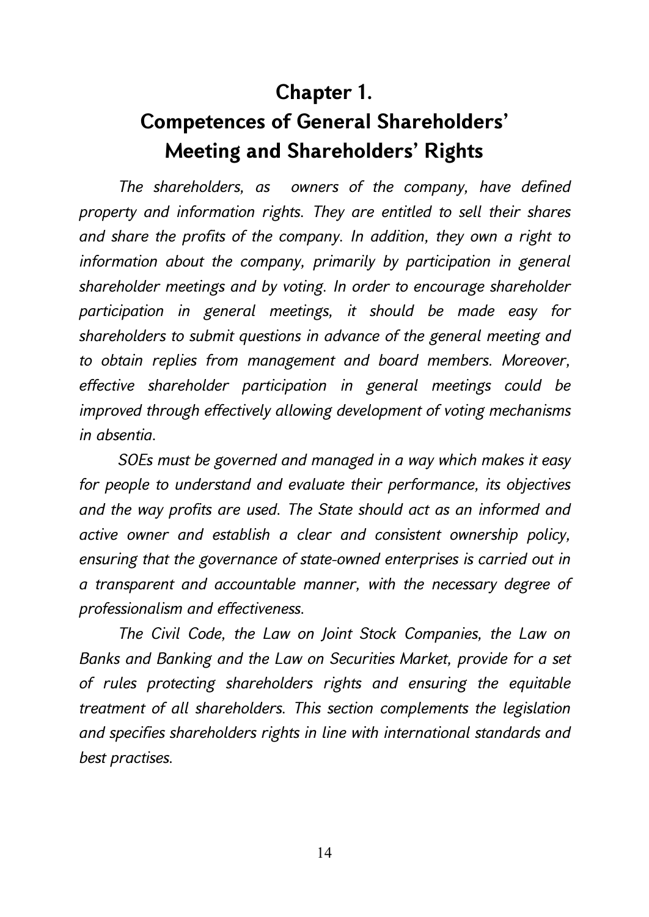# Chapter 1.
# Competences of General Shareholders' Meeting and Shareholders' Rights

*The shareholders, as owners of the company, have defined property and information rights. They are entitled to sell their shares and share the profits of the company. In addition, they own a right to information about the company, primarily by participation in general shareholder meetings and by voting. In order to encourage shareholder participation in general meetings, it should be made easy for shareholders to submit questions in advance of the general meeting and to obtain replies from management and board members. Moreover, effective shareholder participation in general meetings could be improved through effectively allowing development of voting mechanisms in absentia.*

*SOEs must be governed and managed in a way which makes it easy for people to understand and evaluate their performance, its objectives and the way profits are used. The State should act as an informed and active owner and establish a clear and consistent ownership policy, ensuring that the governance of state-owned enterprises is carried out in a transparent and accountable manner, with the necessary degree of professionalism and effectiveness.*

*The Civil Code, the Law on Joint Stock Companies, the Law on Banks and Banking and the Law on Securities Market, provide for a set of rules protecting shareholders rights and ensuring the equitable treatment of all shareholders. This section complements the legislation and specifies shareholders rights in line with international standards and best practises.*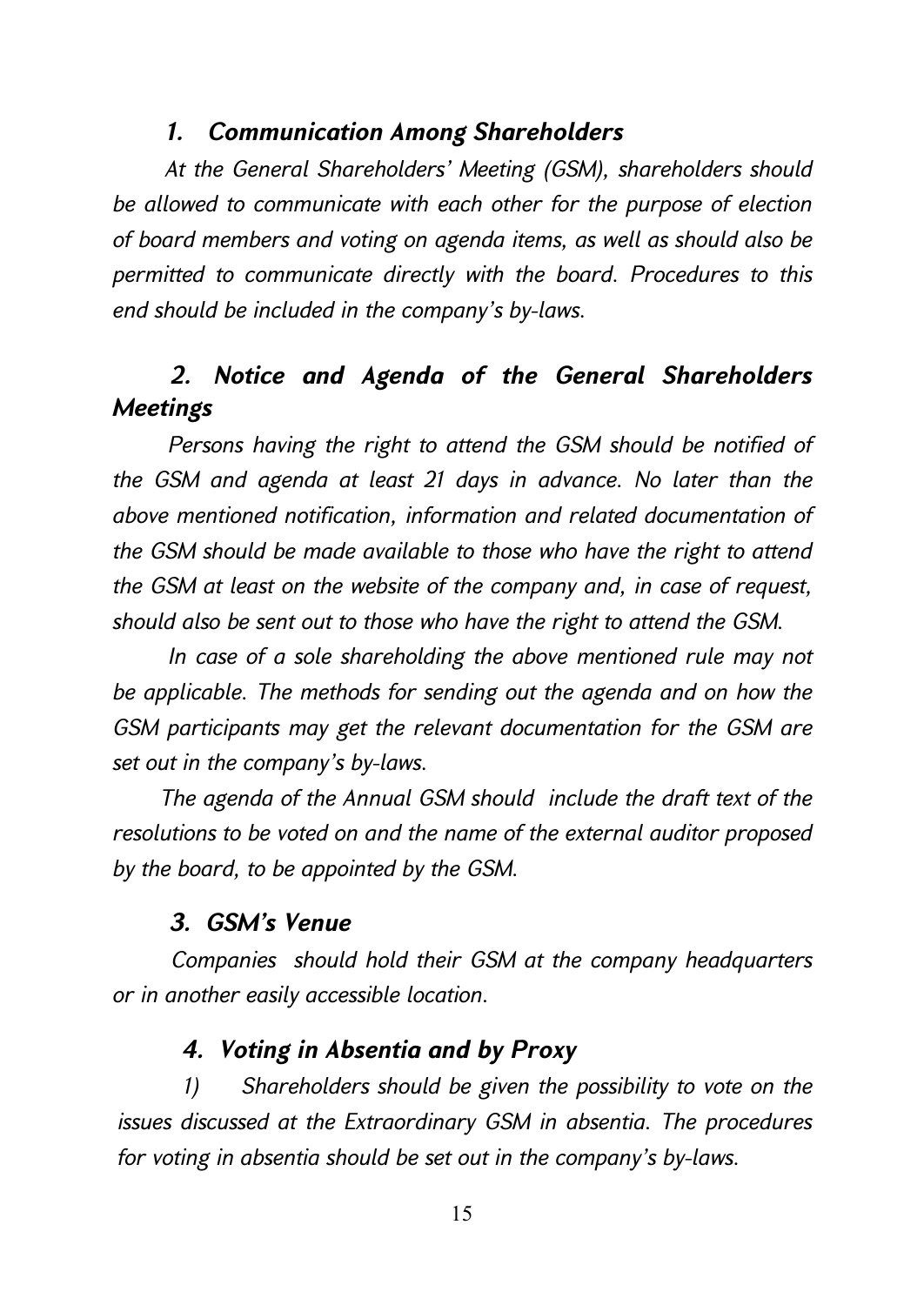### *1. Communication Among Shareholders*

*At the General Shareholders' Meeting (GSM), shareholders should be allowed to communicate with each other for the purpose of election of board members and voting on agenda items, as well as should also be permitted to communicate directly with the board. Procedures to this end should be included in the company's by-laws.*

### *2. Notice and Agenda of the General Shareholders Meetings*

*Persons having the right to attend the GSM should be notified of the GSM and agenda at least 21 days in advance. No later than the above mentioned notification, information and related documentation of the GSM should be made available to those who have the right to attend the GSM at least on the website of the company and, in case of request, should also be sent out to those who have the right to attend the GSM.*

*In case of a sole shareholding the above mentioned rule may not be applicable. The methods for sending out the agenda and on how the GSM participants may get the relevant documentation for the GSM are set out in the company's by-laws.*

*The agenda of the Annual GSM should include the draft text of the resolutions to be voted on and the name of the external auditor proposed by the board, to be appointed by the GSM.*

### *3. GSM's Venue*

*Companies should hold their GSM at the company headquarters or in another easily accessible location.*

### *4. Voting in Absentia and by Proxy*

*1) Shareholders should be given the possibility to vote on the issues discussed at the Extraordinary GSM in absentia. The procedures for voting in absentia should be set out in the company's by-laws.*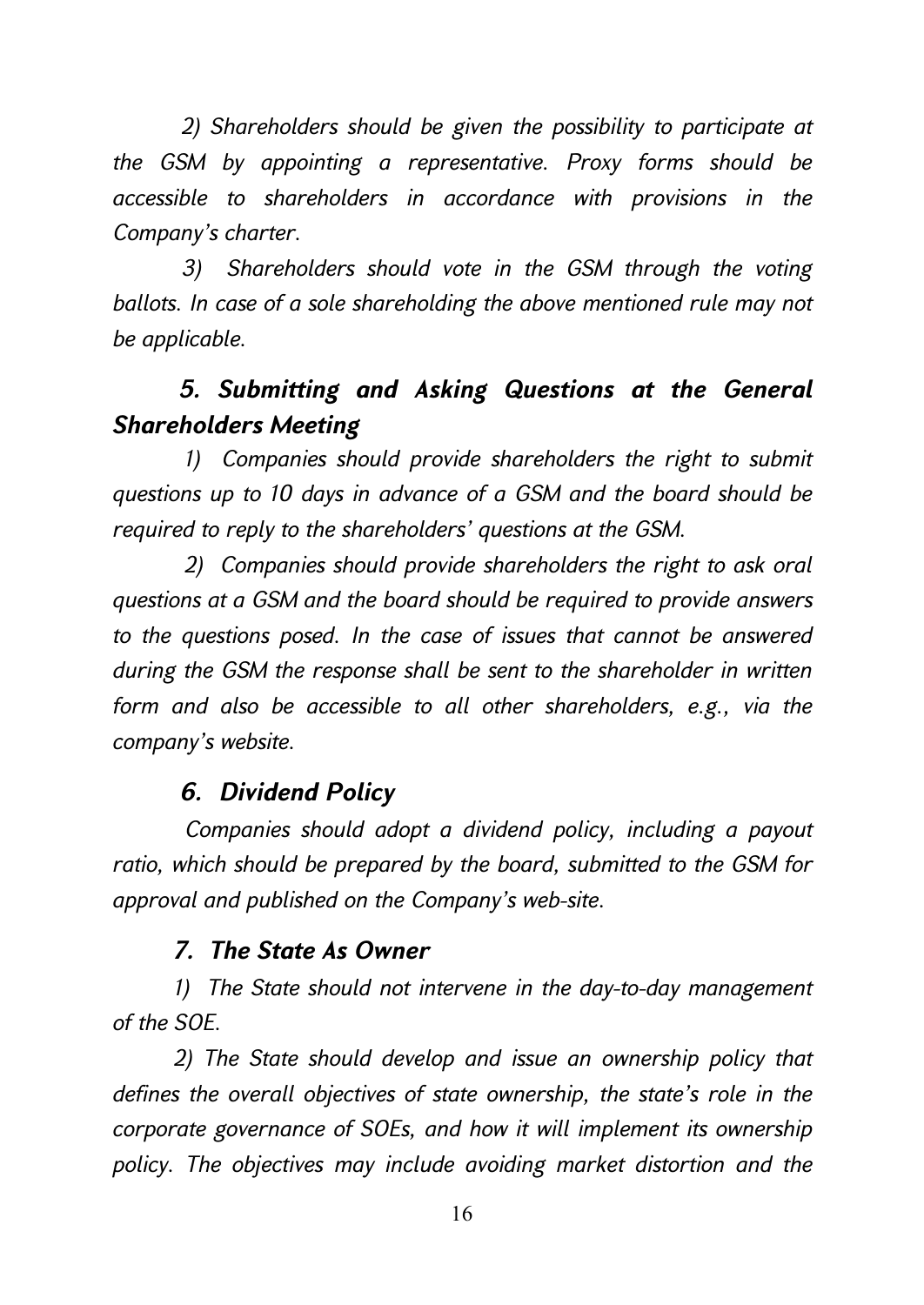*2) Shareholders should be given the possibility to participate at the GSM by appointing a representative. Proxy forms should be accessible to shareholders in accordance with provisions in the Company's charter.*

*3) Shareholders should vote in the GSM through the voting ballots. In case of a sole shareholding the above mentioned rule may not be applicable.*

### *5. Submitting and Asking Questions at the General Shareholders Meeting*

*1) Companies should provide shareholders the right to submit questions up to 10 days in advance of a GSM and the board should be required to reply to the shareholders' questions at the GSM.*

*2) Companies should provide shareholders the right to ask oral questions at a GSM and the board should be required to provide answers to the questions posed. In the case of issues that cannot be answered during the GSM the response shall be sent to the shareholder in written form and also be accessible to all other shareholders, e.g., via the company's website.*

### *6. Dividend Policy*

*Companies should adopt a dividend policy, including a payout ratio, which should be prepared by the board, submitted to the GSM for approval and published on the Company's web-site.*

### *7. The State As Owner*

*1) The State should not intervene in the day-to-day management of the SOE.*

*2) The State should develop and issue an ownership policy that defines the overall objectives of state ownership, the state's role in the corporate governance of SOEs, and how it will implement its ownership policy. The objectives may include avoiding market distortion and the*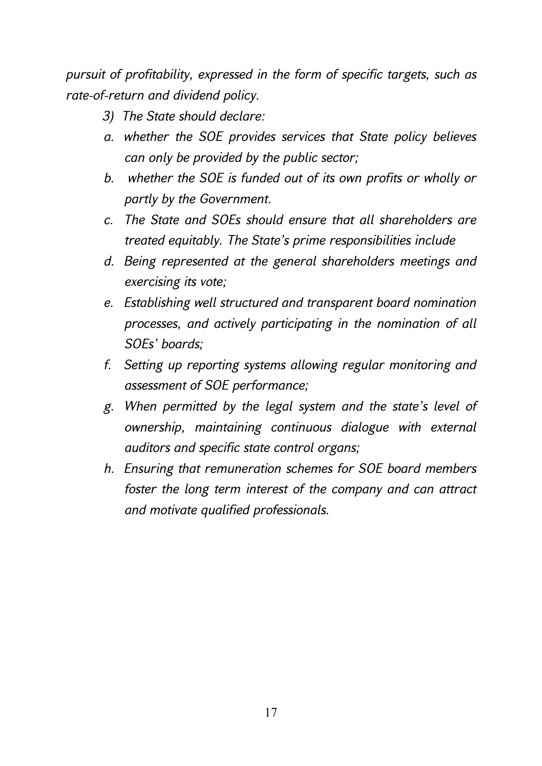*pursuit of profitability, expressed in the form of specific targets, such as rate-of-return and dividend policy.*

*3) The State should declare:*

*a. whether the SOE provides services that State policy believes can only be provided by the public sector;*

*b. whether the SOE is funded out of its own profits or wholly or partly by the Government.*

*c. The State and SOEs should ensure that all shareholders are treated equitably. The State's prime responsibilities include*

*d. Being represented at the general shareholders meetings and exercising its vote;*

*e. Establishing well structured and transparent board nomination processes, and actively participating in the nomination of all SOEs' boards;*

*f. Setting up reporting systems allowing regular monitoring and assessment of SOE performance;*

*g. When permitted by the legal system and the state's level of ownership, maintaining continuous dialogue with external auditors and specific state control organs;*

*h. Ensuring that remuneration schemes for SOE board members foster the long term interest of the company and can attract and motivate qualified professionals.*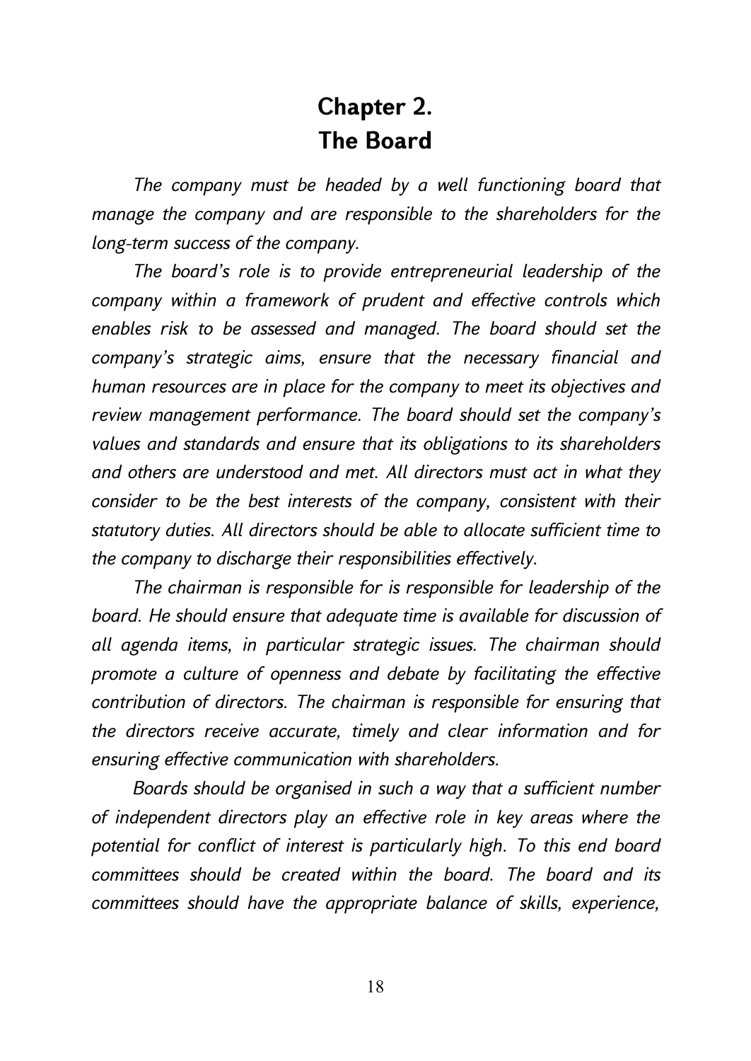# Chapter 2.
# The Board

*The company must be headed by a well functioning board that manage the company and are responsible to the shareholders for the long-term success of the company.*

*The board's role is to provide entrepreneurial leadership of the company within a framework of prudent and effective controls which enables risk to be assessed and managed. The board should set the company's strategic aims, ensure that the necessary financial and human resources are in place for the company to meet its objectives and review management performance. The board should set the company's values and standards and ensure that its obligations to its shareholders and others are understood and met. All directors must act in what they consider to be the best interests of the company, consistent with their statutory duties. All directors should be able to allocate sufficient time to the company to discharge their responsibilities effectively.*

*The chairman is responsible for is responsible for leadership of the board. He should ensure that adequate time is available for discussion of all agenda items, in particular strategic issues. The chairman should promote a culture of openness and debate by facilitating the effective contribution of directors. The chairman is responsible for ensuring that the directors receive accurate, timely and clear information and for ensuring effective communication with shareholders.*

*Boards should be organised in such a way that a sufficient number of independent directors play an effective role in key areas where the potential for conflict of interest is particularly high. To this end board committees should be created within the board. The board and its committees should have the appropriate balance of skills, experience,*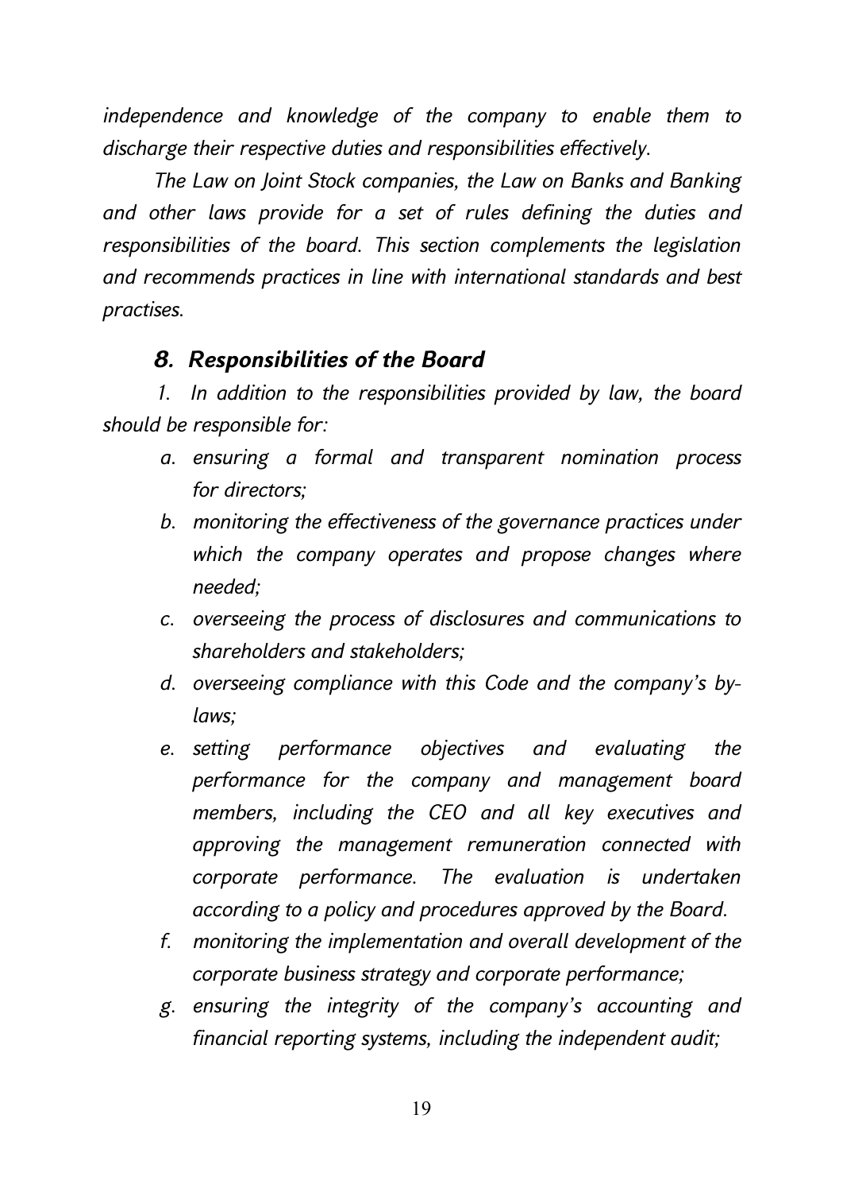*independence and knowledge of the company to enable them to discharge their respective duties and responsibilities effectively.*

*The Law on Joint Stock companies, the Law on Banks and Banking and other laws provide for a set of rules defining the duties and responsibilities of the board. This section complements the legislation and recommends practices in line with international standards and best practises.*

### *8. Responsibilities of the Board*

*1. In addition to the responsibilities provided by law, the board should be responsible for:*

- *a. ensuring a formal and transparent nomination process for directors;*
- *b. monitoring the effectiveness of the governance practices under which the company operates and propose changes where needed;*
- *c. overseeing the process of disclosures and communications to shareholders and stakeholders;*
- *d. overseeing compliance with this Code and the company's by-laws;*
- *e. setting performance objectives and evaluating the performance for the company and management board members, including the CEO and all key executives and approving the management remuneration connected with corporate performance. The evaluation is undertaken according to a policy and procedures approved by the Board.*
- *f. monitoring the implementation and overall development of the corporate business strategy and corporate performance;*
- *g. ensuring the integrity of the company's accounting and financial reporting systems, including the independent audit;*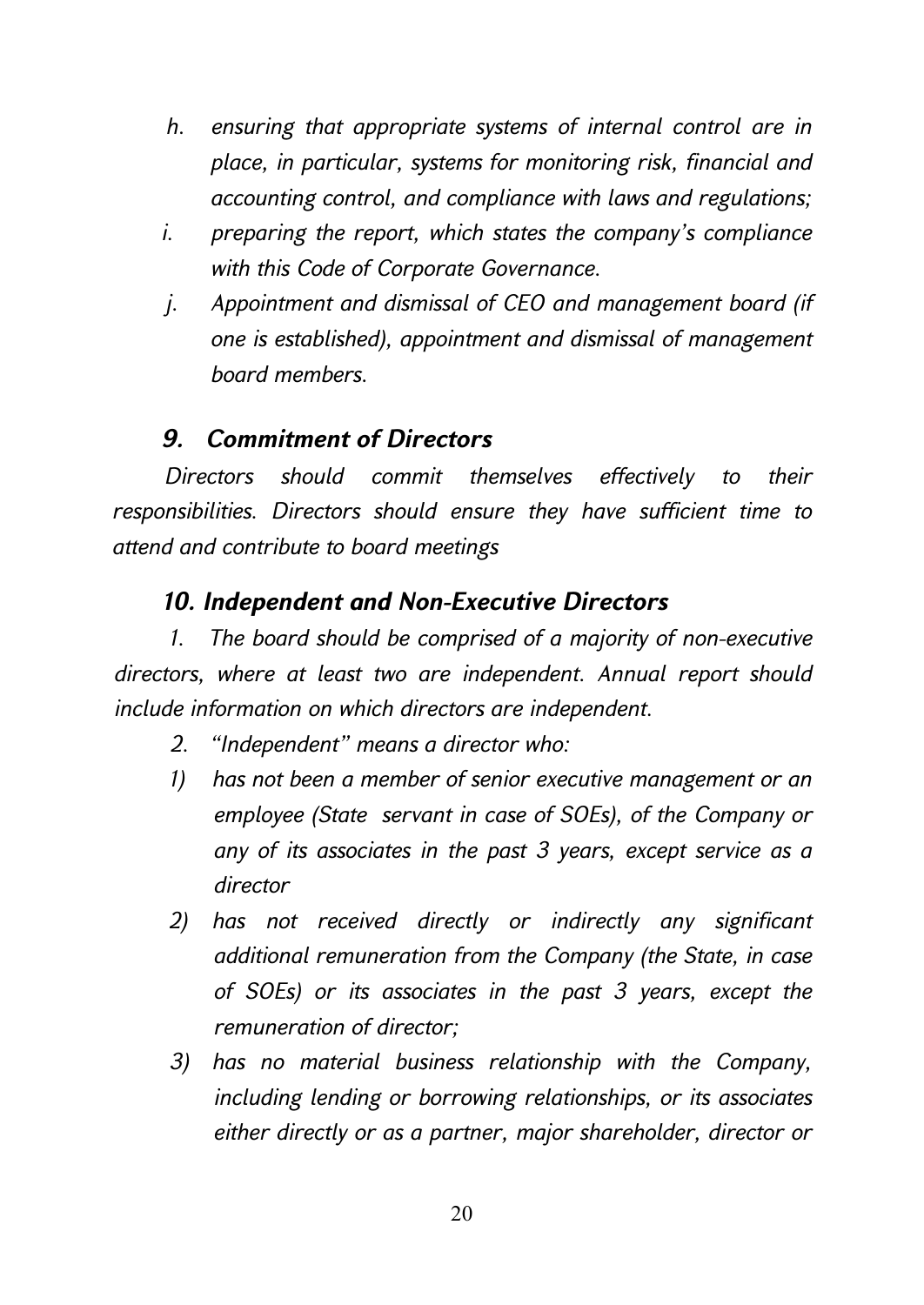*h. ensuring that appropriate systems of internal control are in place, in particular, systems for monitoring risk, financial and accounting control, and compliance with laws and regulations;*

*i. preparing the report, which states the company's compliance with this Code of Corporate Governance.*

*j. Appointment and dismissal of CEO and management board (if one is established), appointment and dismissal of management board members.*

## *9. Commitment of Directors*

*Directors should commit themselves effectively to their responsibilities. Directors should ensure they have sufficient time to attend and contribute to board meetings*

## *10. Independent and Non-Executive Directors*

*1. The board should be comprised of a majority of non-executive directors, where at least two are independent. Annual report should include information on which directors are independent.*

*2. "Independent" means a director who:*

*1) has not been a member of senior executive management or an employee (State servant in case of SOEs), of the Company or any of its associates in the past 3 years, except service as a director*

*2) has not received directly or indirectly any significant additional remuneration from the Company (the State, in case of SOEs) or its associates in the past 3 years, except the remuneration of director;*

*3) has no material business relationship with the Company, including lending or borrowing relationships, or its associates either directly or as a partner, major shareholder, director or*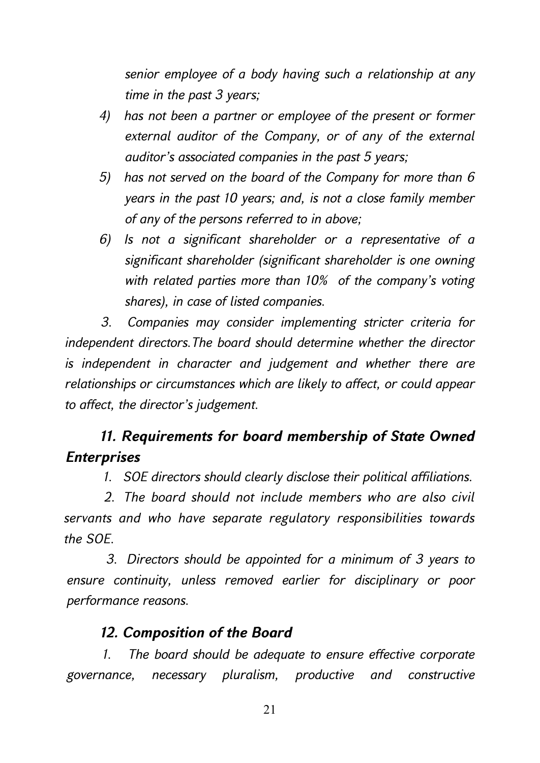*senior employee of a body having such a relationship at any time in the past 3 years;*

4) *has not been a partner or employee of the present or former external auditor of the Company, or of any of the external auditor's associated companies in the past 5 years;*
5) *has not served on the board of the Company for more than 6 years in the past 10 years; and, is not a close family member of any of the persons referred to in above;*
6) *Is not a significant shareholder or a representative of a significant shareholder (significant shareholder is one owning with related parties more than 10% of the company's voting shares), in case of listed companies.*

*3. Companies may consider implementing stricter criteria for independent directors.The board should determine whether the director is independent in character and judgement and whether there are relationships or circumstances which are likely to affect, or could appear to affect, the director's judgement.*

### *11. Requirements for board membership of State Owned Enterprises*

*1. SOE directors should clearly disclose their political affiliations.*

*2. The board should not include members who are also civil servants and who have separate regulatory responsibilities towards the SOE.*

*3. Directors should be appointed for a minimum of 3 years to ensure continuity, unless removed earlier for disciplinary or poor performance reasons.*

### *12. Composition of the Board*

*1. The board should be adequate to ensure effective corporate governance, necessary pluralism, productive and constructive*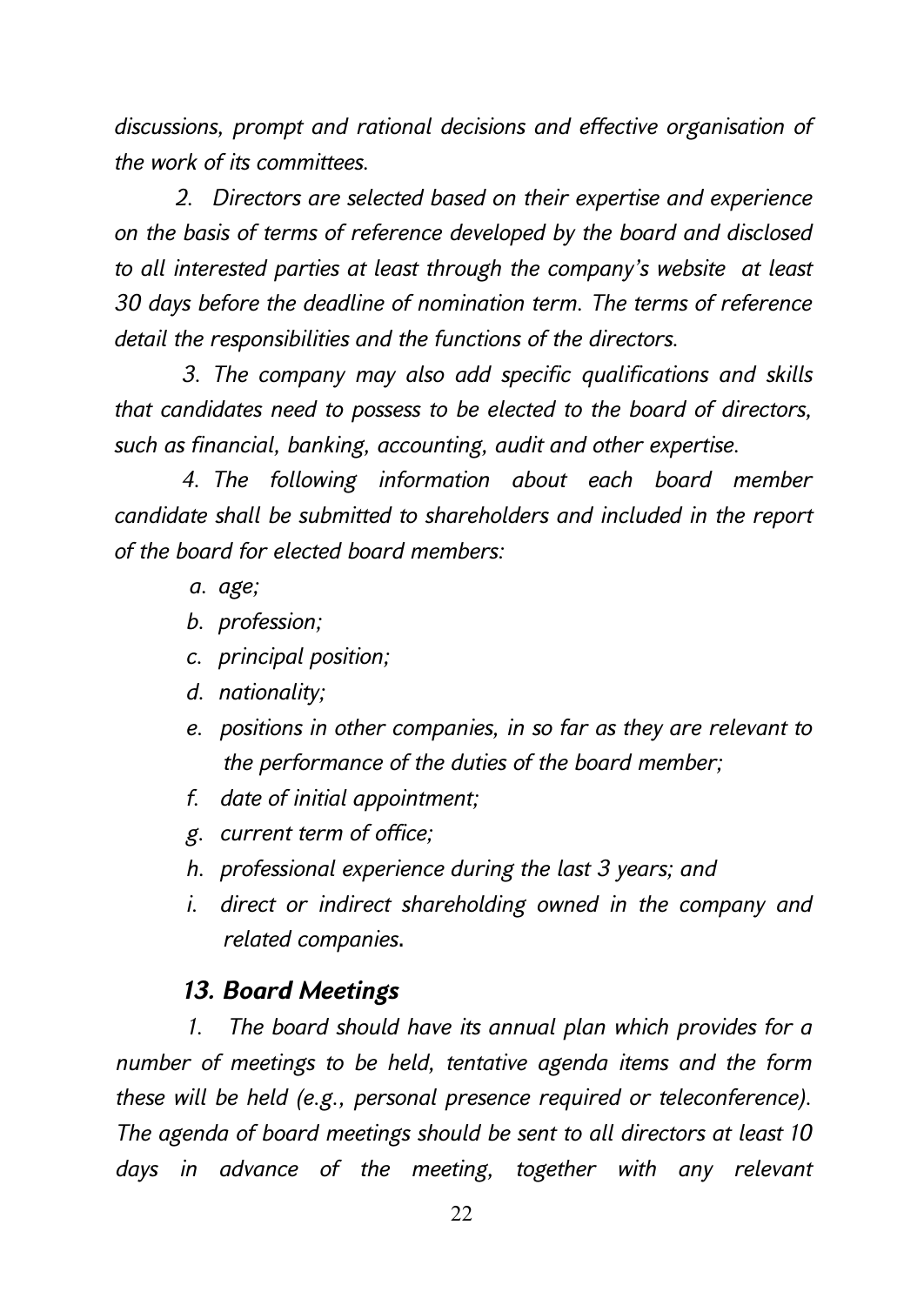*discussions, prompt and rational decisions and effective organisation of the work of its committees.*

*2. Directors are selected based on their expertise and experience on the basis of terms of reference developed by the board and disclosed to all interested parties at least through the company's website at least 30 days before the deadline of nomination term. The terms of reference detail the responsibilities and the functions of the directors.*

*3. The company may also add specific qualifications and skills that candidates need to possess to be elected to the board of directors, such as financial, banking, accounting, audit and other expertise.*

*4. The following information about each board member candidate shall be submitted to shareholders and included in the report of the board for elected board members:*

- *a. age;*
- *b. profession;*
- *c. principal position;*
- *d. nationality;*
- *e. positions in other companies, in so far as they are relevant to the performance of the duties of the board member;*
- *f. date of initial appointment;*
- *g. current term of office;*
- *h. professional experience during the last 3 years; and*
- *i. direct or indirect shareholding owned in the company and related companies.*

### *13. Board Meetings*

*1. The board should have its annual plan which provides for a number of meetings to be held, tentative agenda items and the form these will be held (e.g., personal presence required or teleconference). The agenda of board meetings should be sent to all directors at least 10 days in advance of the meeting, together with any relevant*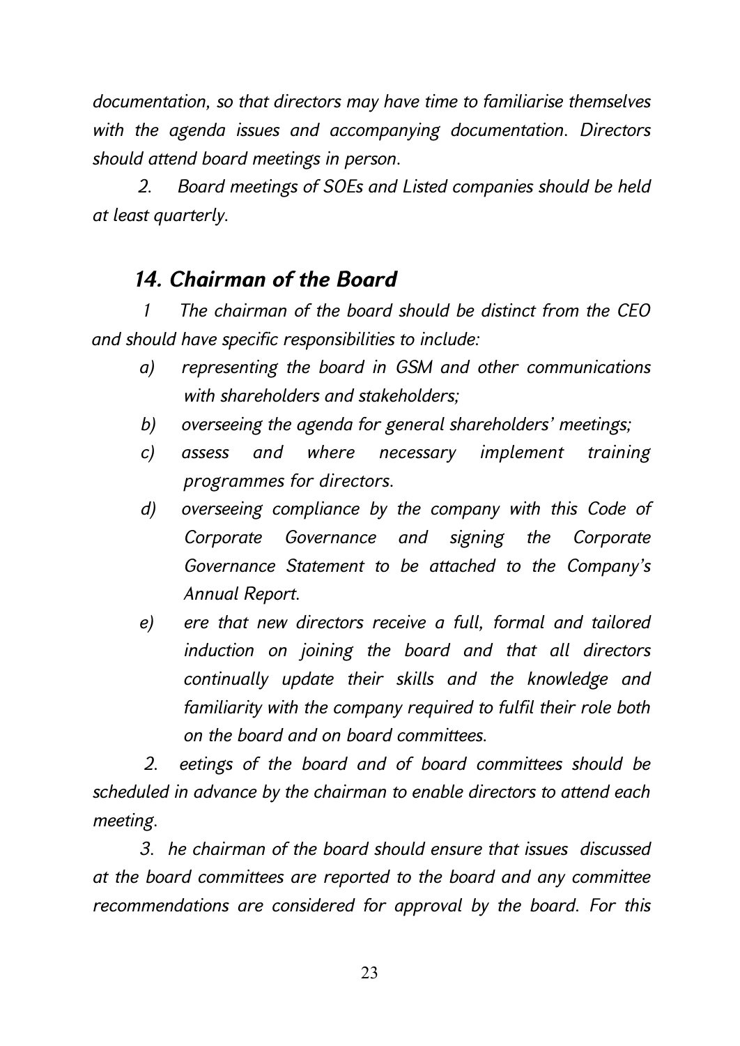*documentation, so that directors may have time to familiarise themselves with the agenda issues and accompanying documentation. Directors should attend board meetings in person.*

*2. Board meetings of SOEs and Listed companies should be held at least quarterly.*

## *14. Chairman of the Board*

*1 The chairman of the board should be distinct from the CEO and should have specific responsibilities to include:*

*a) representing the board in GSM and other communications with shareholders and stakeholders;*

*b) overseeing the agenda for general shareholders' meetings;*

*c) assess and where necessary implement training programmes for directors.*

*d) overseeing compliance by the company with this Code of Corporate Governance and signing the Corporate Governance Statement to be attached to the Company's Annual Report.*

*e) ere that new directors receive a full, formal and tailored induction on joining the board and that all directors continually update their skills and the knowledge and familiarity with the company required to fulfil their role both on the board and on board committees.*

*2. eetings of the board and of board committees should be scheduled in advance by the chairman to enable directors to attend each meeting.*

*3. he chairman of the board should ensure that issues discussed at the board committees are reported to the board and any committee recommendations are considered for approval by the board. For this*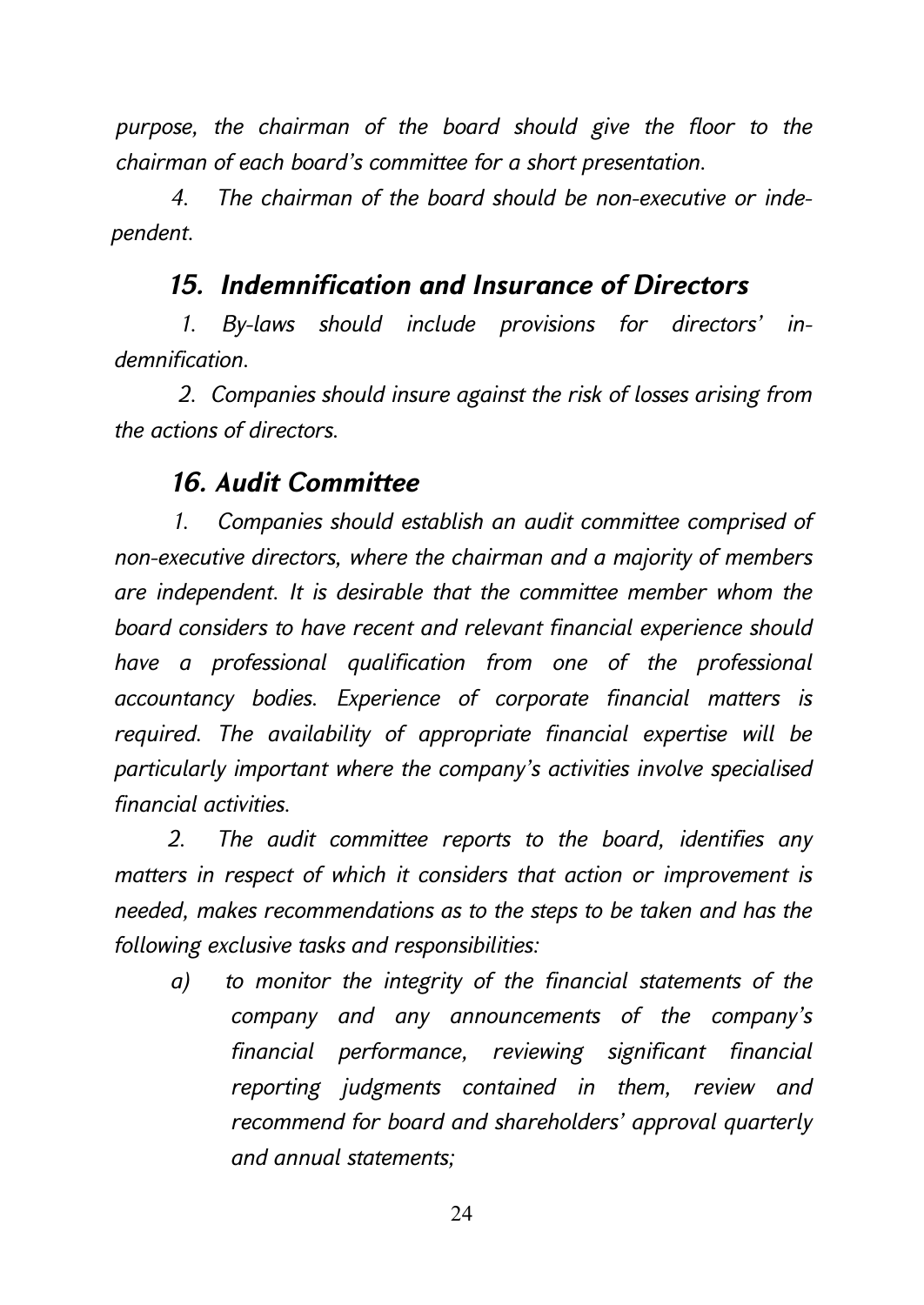*purpose, the chairman of the board should give the floor to the chairman of each board's committee for a short presentation.*

*4. The chairman of the board should be non-executive or independent.*

## *15. Indemnification and Insurance of Directors*

*1. By-laws should include provisions for directors' indemnification.*

*2. Companies should insure against the risk of losses arising from the actions of directors.*

## *16. Audit Committee*

*1. Companies should establish an audit committee comprised of non-executive directors, where the chairman and a majority of members are independent. It is desirable that the committee member whom the board considers to have recent and relevant financial experience should have a professional qualification from one of the professional accountancy bodies. Experience of corporate financial matters is required. The availability of appropriate financial expertise will be particularly important where the company's activities involve specialised financial activities.*

*2. The audit committee reports to the board, identifies any matters in respect of which it considers that action or improvement is needed, makes recommendations as to the steps to be taken and has the following exclusive tasks and responsibilities:*

*a) to monitor the integrity of the financial statements of the company and any announcements of the company's financial performance, reviewing significant financial reporting judgments contained in them, review and recommend for board and shareholders' approval quarterly and annual statements;*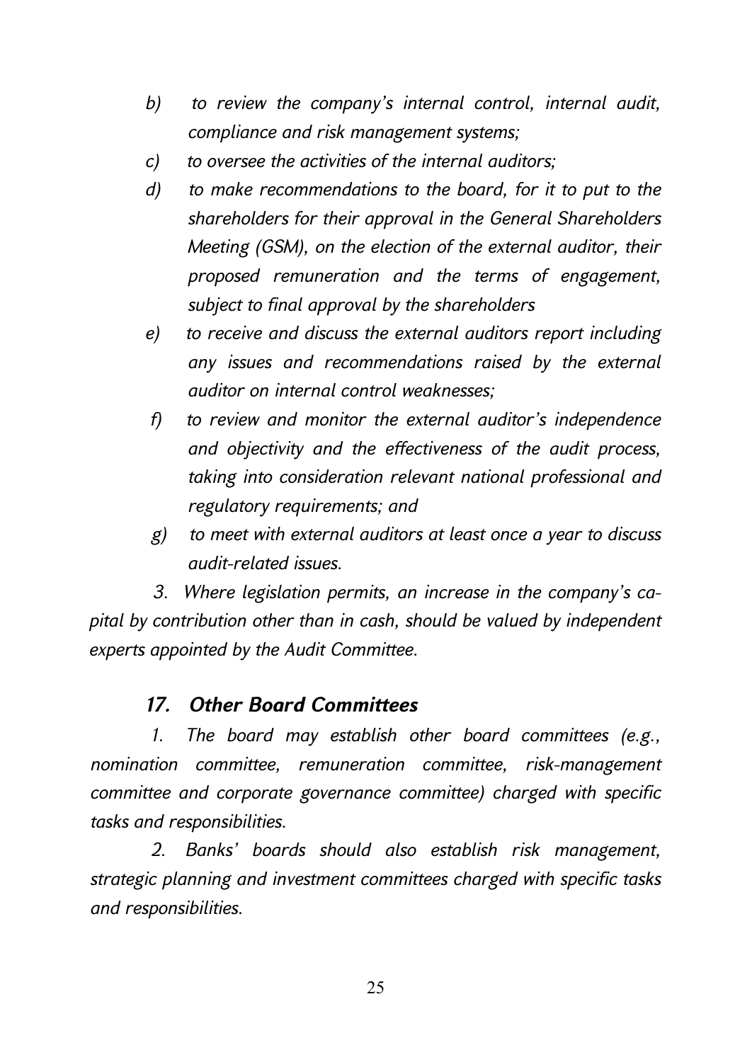*b) to review the company's internal control, internal audit, compliance and risk management systems;*

*c) to oversee the activities of the internal auditors;*

*d) to make recommendations to the board, for it to put to the shareholders for their approval in the General Shareholders Meeting (GSM), on the election of the external auditor, their proposed remuneration and the terms of engagement, subject to final approval by the shareholders*

*e) to receive and discuss the external auditors report including any issues and recommendations raised by the external auditor on internal control weaknesses;*

*f) to review and monitor the external auditor's independence and objectivity and the effectiveness of the audit process, taking into consideration relevant national professional and regulatory requirements; and*

*g) to meet with external auditors at least once a year to discuss audit-related issues.*

*3. Where legislation permits, an increase in the company's capital by contribution other than in cash, should be valued by independent experts appointed by the Audit Committee.*

### *17. Other Board Committees*

*1. The board may establish other board committees (e.g., nomination committee, remuneration committee, risk-management committee and corporate governance committee) charged with specific tasks and responsibilities.*

*2. Banks' boards should also establish risk management, strategic planning and investment committees charged with specific tasks and responsibilities.*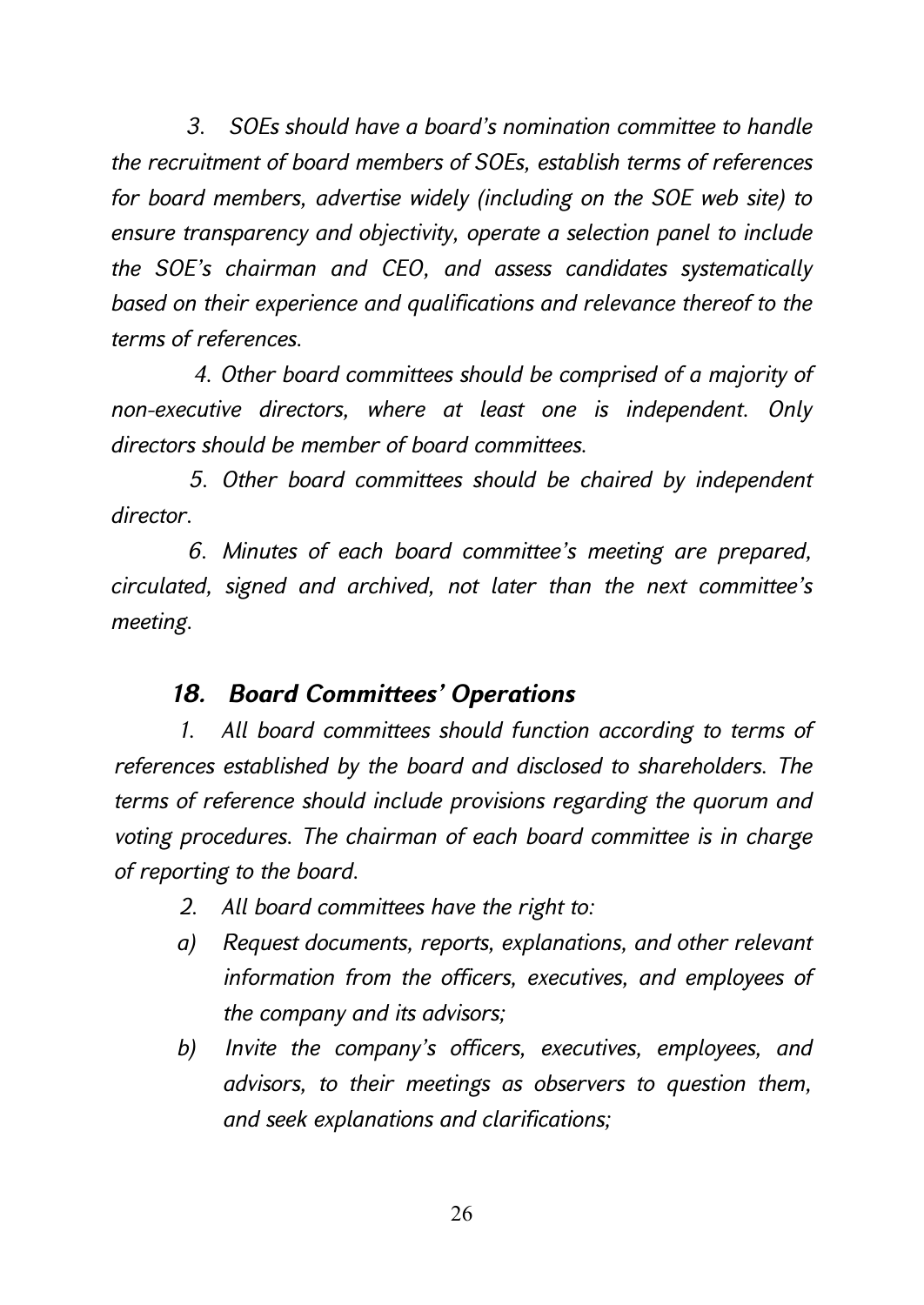*3. SOEs should have a board's nomination committee to handle the recruitment of board members of SOEs, establish terms of references for board members, advertise widely (including on the SOE web site) to ensure transparency and objectivity, operate a selection panel to include the SOE's chairman and CEO, and assess candidates systematically based on their experience and qualifications and relevance thereof to the terms of references.*

*4. Other board committees should be comprised of a majority of non-executive directors, where at least one is independent. Only directors should be member of board committees.*

*5. Other board committees should be chaired by independent director.*

*6. Minutes of each board committee's meeting are prepared, circulated, signed and archived, not later than the next committee's meeting.*

### *18. Board Committees' Operations*

*1. All board committees should function according to terms of references established by the board and disclosed to shareholders. The terms of reference should include provisions regarding the quorum and voting procedures. The chairman of each board committee is in charge of reporting to the board.*

*2. All board committees have the right to:*

*a) Request documents, reports, explanations, and other relevant information from the officers, executives, and employees of the company and its advisors;*

*b) Invite the company's officers, executives, employees, and advisors, to their meetings as observers to question them, and seek explanations and clarifications;*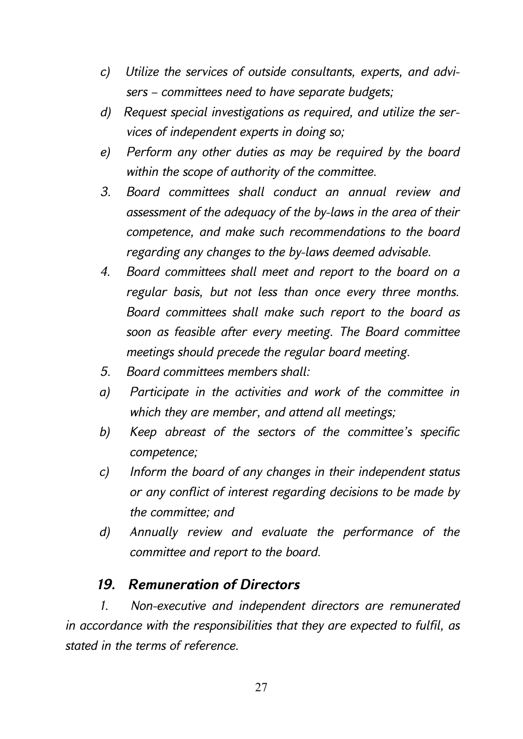*c) Utilize the services of outside consultants, experts, and advisers – committees need to have separate budgets;*

*d) Request special investigations as required, and utilize the services of independent experts in doing so;*

*e) Perform any other duties as may be required by the board within the scope of authority of the committee.*

*3. Board committees shall conduct an annual review and assessment of the adequacy of the by-laws in the area of their competence, and make such recommendations to the board regarding any changes to the by-laws deemed advisable.*

*4. Board committees shall meet and report to the board on a regular basis, but not less than once every three months. Board committees shall make such report to the board as soon as feasible after every meeting. The Board committee meetings should precede the regular board meeting.*

*5. Board committees members shall:*

*a) Participate in the activities and work of the committee in which they are member, and attend all meetings;*

*b) Keep abreast of the sectors of the committee's specific competence;*

*c) Inform the board of any changes in their independent status or any conflict of interest regarding decisions to be made by the committee; and*

*d) Annually review and evaluate the performance of the committee and report to the board.*

### *19. Remuneration of Directors*

*1. Non-executive and independent directors are remunerated in accordance with the responsibilities that they are expected to fulfil, as stated in the terms of reference.*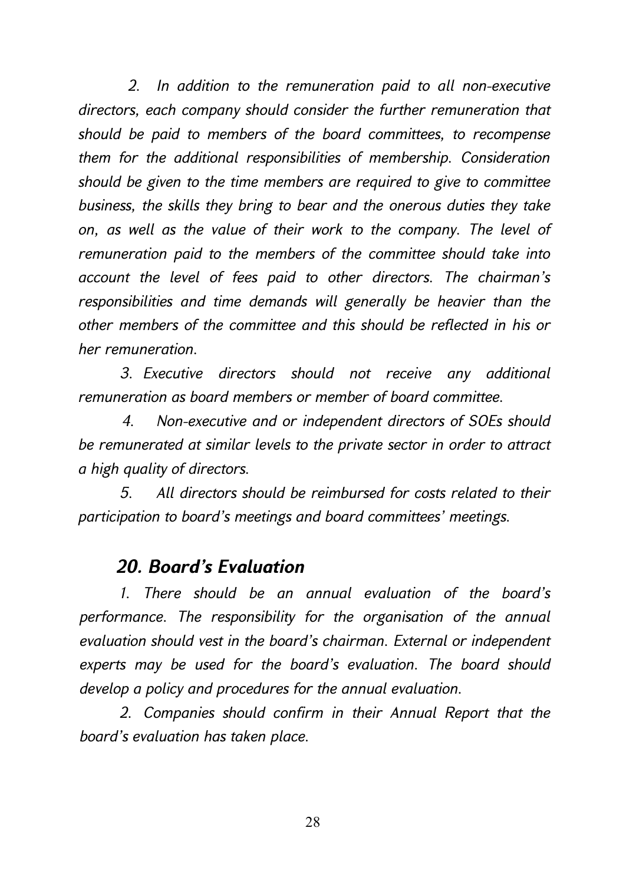*2. In addition to the remuneration paid to all non-executive directors, each company should consider the further remuneration that should be paid to members of the board committees, to recompense them for the additional responsibilities of membership. Consideration should be given to the time members are required to give to committee business, the skills they bring to bear and the onerous duties they take on, as well as the value of their work to the company. The level of remuneration paid to the members of the committee should take into account the level of fees paid to other directors. The chairman's responsibilities and time demands will generally be heavier than the other members of the committee and this should be reflected in his or her remuneration.*

*3. Executive directors should not receive any additional remuneration as board members or member of board committee.*

*4. Non-executive and or independent directors of SOEs should be remunerated at similar levels to the private sector in order to attract a high quality of directors.*

*5. All directors should be reimbursed for costs related to their participation to board's meetings and board committees' meetings.*

## *20. Board's Evaluation*

*1. There should be an annual evaluation of the board's performance. The responsibility for the organisation of the annual evaluation should vest in the board's chairman. External or independent experts may be used for the board's evaluation. The board should develop a policy and procedures for the annual evaluation.*

*2. Companies should confirm in their Annual Report that the board's evaluation has taken place.*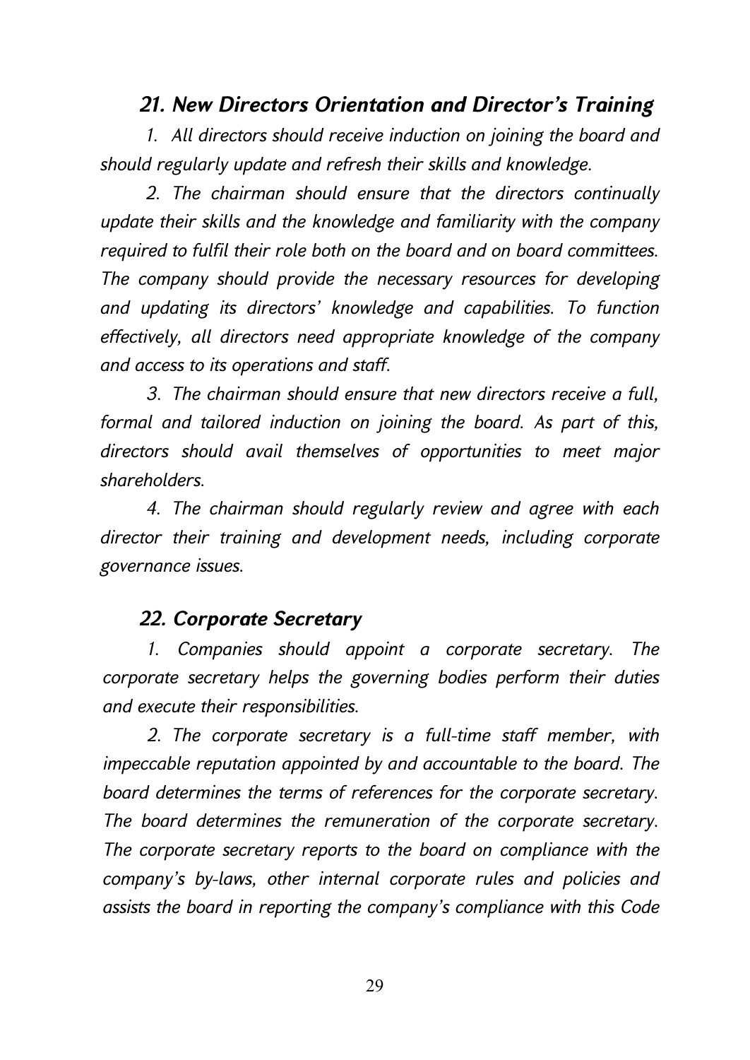### *21. New Directors Orientation and Director's Training*

*1. All directors should receive induction on joining the board and should regularly update and refresh their skills and knowledge.*

*2. The chairman should ensure that the directors continually update their skills and the knowledge and familiarity with the company required to fulfil their role both on the board and on board committees. The company should provide the necessary resources for developing and updating its directors' knowledge and capabilities. To function effectively, all directors need appropriate knowledge of the company and access to its operations and staff.*

*3. The chairman should ensure that new directors receive a full, formal and tailored induction on joining the board. As part of this, directors should avail themselves of opportunities to meet major shareholders.*

*4. The chairman should regularly review and agree with each director their training and development needs, including corporate governance issues.*

### *22. Corporate Secretary*

*1. Companies should appoint a corporate secretary. The corporate secretary helps the governing bodies perform their duties and execute their responsibilities.*

*2. The corporate secretary is a full-time staff member, with impeccable reputation appointed by and accountable to the board. The board determines the terms of references for the corporate secretary. The board determines the remuneration of the corporate secretary. The corporate secretary reports to the board on compliance with the company's by-laws, other internal corporate rules and policies and assists the board in reporting the company's compliance with this Code*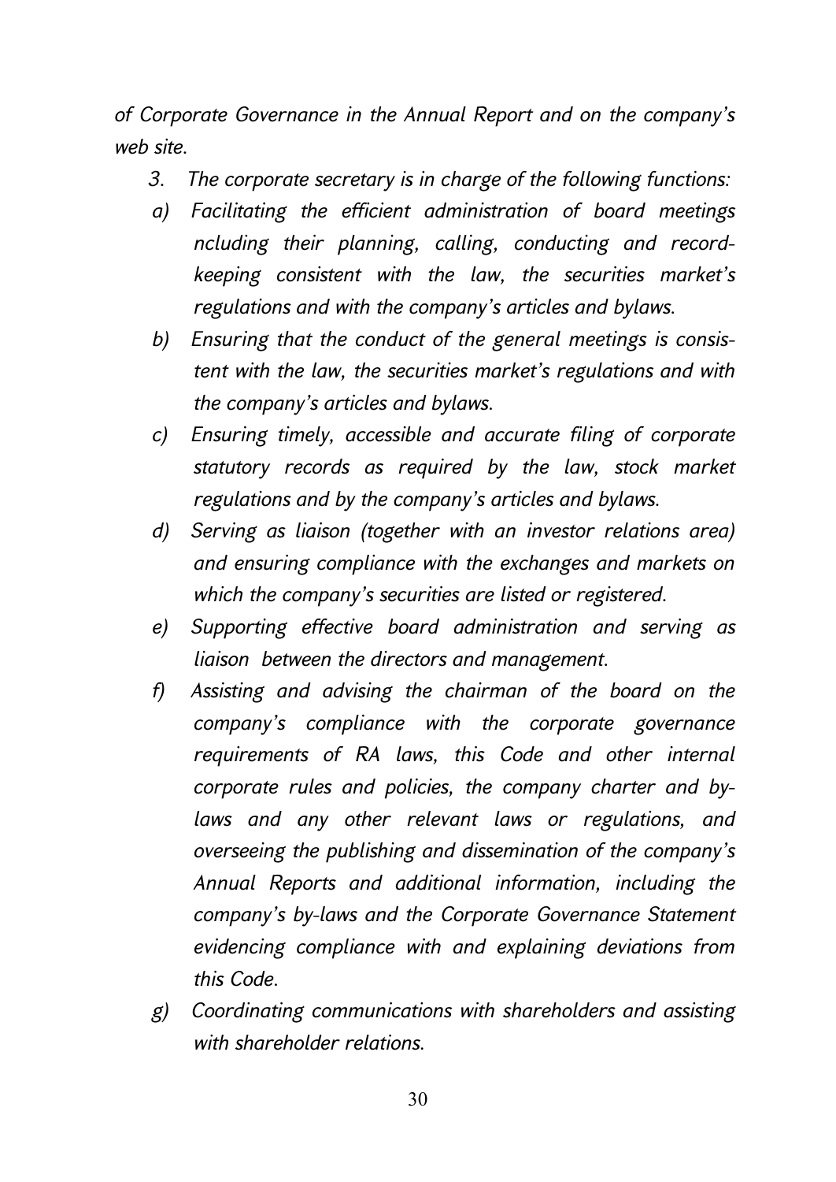*of Corporate Governance in the Annual Report and on the company's web site.*

3. *The corporate secretary is in charge of the following functions:*

   a) *Facilitating the efficient administration of board meetings ncluding their planning, calling, conducting and record-keeping consistent with the law, the securities market's regulations and with the company's articles and bylaws.*

   b) *Ensuring that the conduct of the general meetings is consistent with the law, the securities market's regulations and with the company's articles and bylaws.*

   c) *Ensuring timely, accessible and accurate filing of corporate statutory records as required by the law, stock market regulations and by the company's articles and bylaws.*

   d) *Serving as liaison (together with an investor relations area) and ensuring compliance with the exchanges and markets on which the company's securities are listed or registered.*

   e) *Supporting effective board administration and serving as liaison between the directors and management.*

   f) *Assisting and advising the chairman of the board on the company's compliance with the corporate governance requirements of RA laws, this Code and other internal corporate rules and policies, the company charter and by-laws and any other relevant laws or regulations, and overseeing the publishing and dissemination of the company's Annual Reports and additional information, including the company's by-laws and the Corporate Governance Statement evidencing compliance with and explaining deviations from this Code.*

   g) *Coordinating communications with shareholders and assisting with shareholder relations.*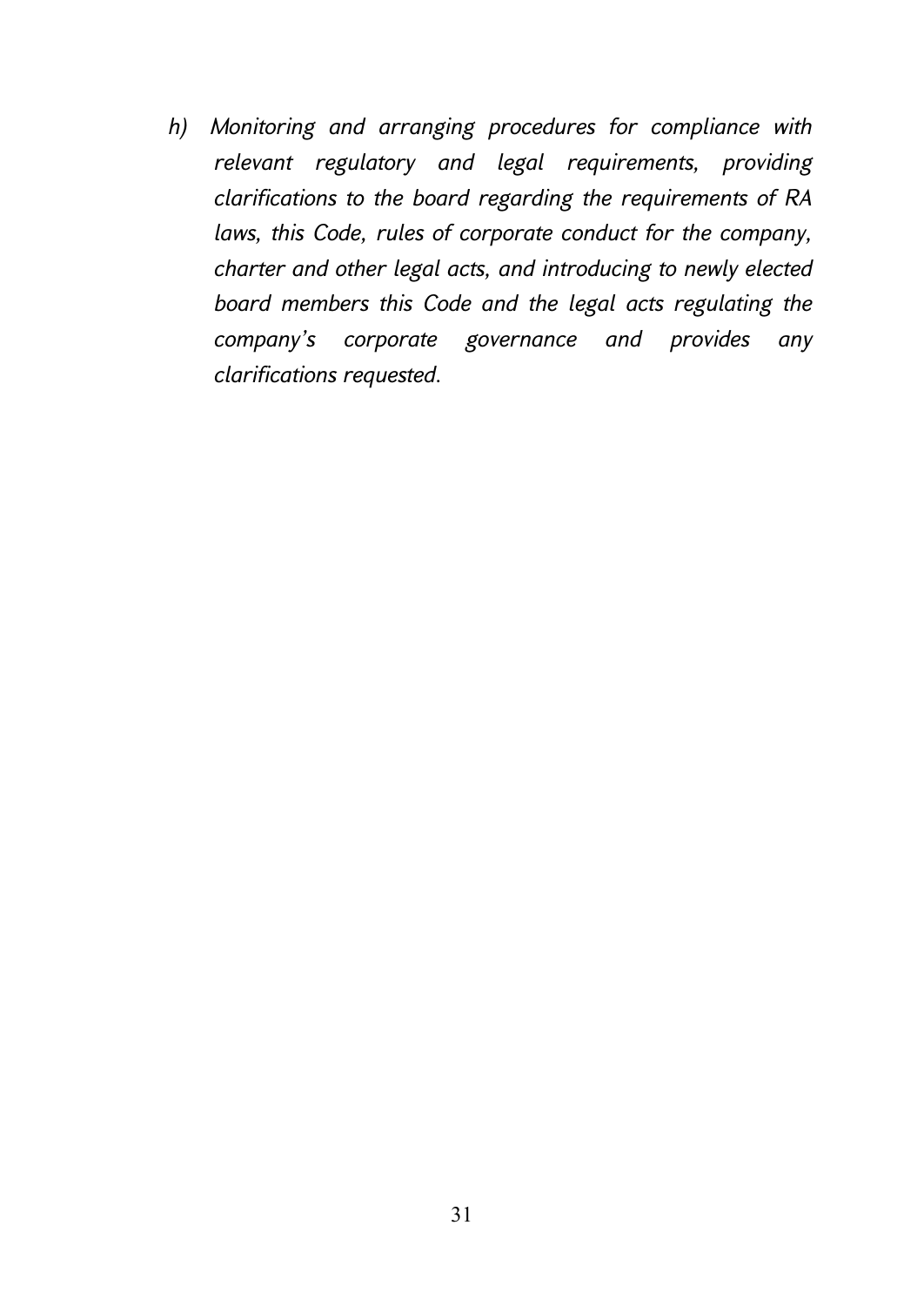*h) Monitoring and arranging procedures for compliance with relevant regulatory and legal requirements, providing clarifications to the board regarding the requirements of RA laws, this Code, rules of corporate conduct for the company, charter and other legal acts, and introducing to newly elected board members this Code and the legal acts regulating the company's corporate governance and provides any clarifications requested.*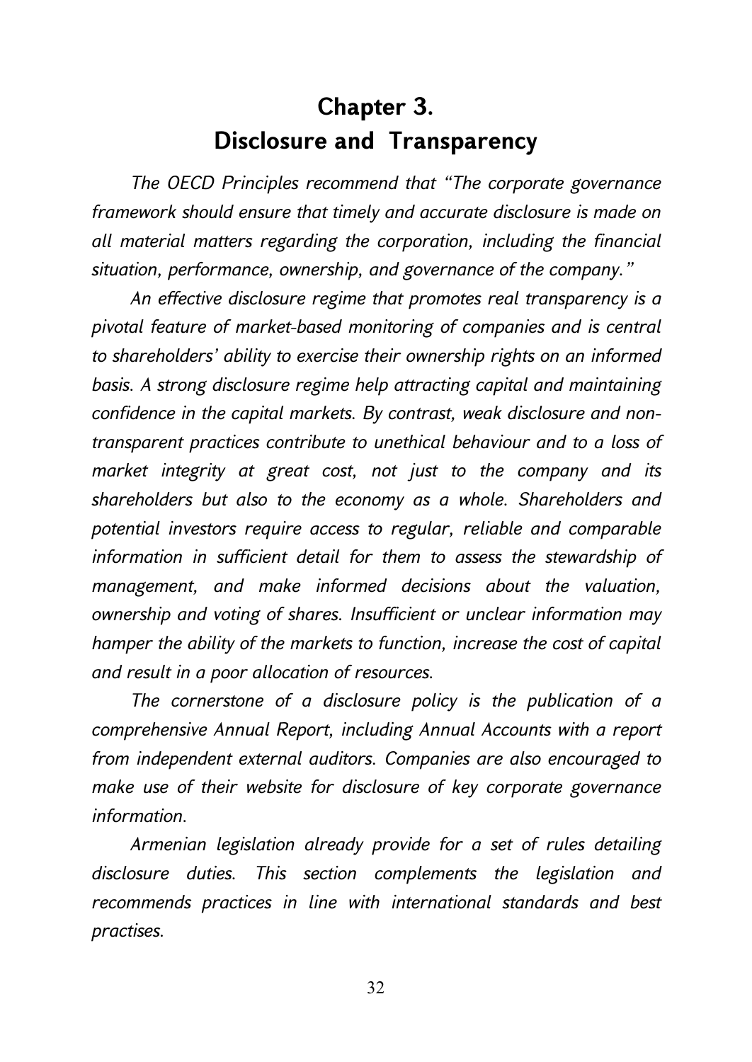# Chapter 3.
# Disclosure and Transparency

*The OECD Principles recommend that "The corporate governance framework should ensure that timely and accurate disclosure is made on all material matters regarding the corporation, including the financial situation, performance, ownership, and governance of the company."*

*An effective disclosure regime that promotes real transparency is a pivotal feature of market-based monitoring of companies and is central to shareholders' ability to exercise their ownership rights on an informed basis. A strong disclosure regime help attracting capital and maintaining confidence in the capital markets. By contrast, weak disclosure and non-transparent practices contribute to unethical behaviour and to a loss of market integrity at great cost, not just to the company and its shareholders but also to the economy as a whole. Shareholders and potential investors require access to regular, reliable and comparable information in sufficient detail for them to assess the stewardship of management, and make informed decisions about the valuation, ownership and voting of shares. Insufficient or unclear information may hamper the ability of the markets to function, increase the cost of capital and result in a poor allocation of resources.*

*The cornerstone of a disclosure policy is the publication of a comprehensive Annual Report, including Annual Accounts with a report from independent external auditors. Companies are also encouraged to make use of their website for disclosure of key corporate governance information.*

*Armenian legislation already provide for a set of rules detailing disclosure duties. This section complements the legislation and recommends practices in line with international standards and best practises.*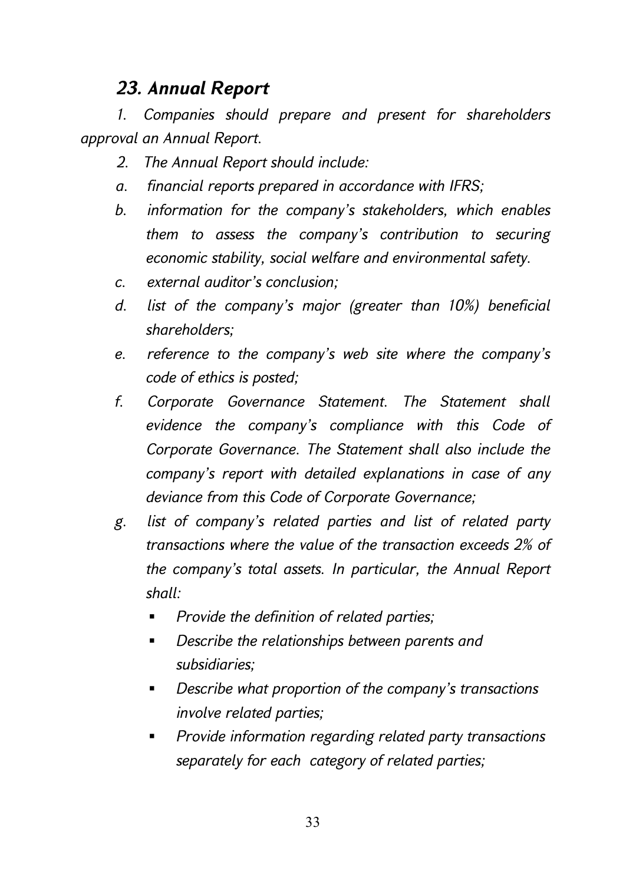## *23. Annual Report*

*1. Companies should prepare and present for shareholders approval an Annual Report.*

*2. The Annual Report should include:*

*a. financial reports prepared in accordance with IFRS;*

*b. information for the company's stakeholders, which enables them to assess the company's contribution to securing economic stability, social welfare and environmental safety.*

*c. external auditor's conclusion;*

*d. list of the company's major (greater than 10%) beneficial shareholders;*

*e. reference to the company's web site where the company's code of ethics is posted;*

*f. Corporate Governance Statement. The Statement shall evidence the company's compliance with this Code of Corporate Governance. The Statement shall also include the company's report with detailed explanations in case of any deviance from this Code of Corporate Governance;*

*g. list of company's related parties and list of related party transactions where the value of the transaction exceeds 2% of the company's total assets. In particular, the Annual Report shall:*

- *Provide the definition of related parties;*
- *Describe the relationships between parents and subsidiaries;*
- *Describe what proportion of the company's transactions involve related parties;*
- *Provide information regarding related party transactions separately for each category of related parties;*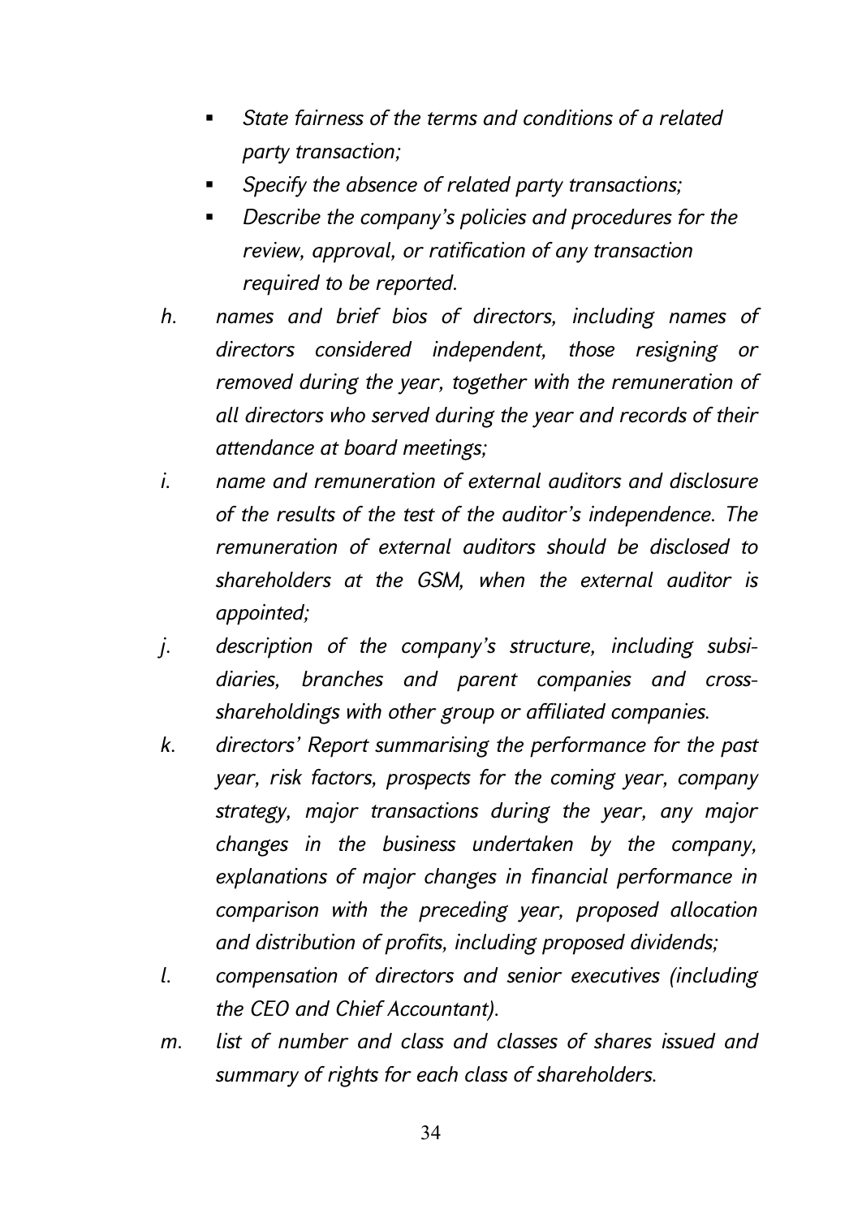- *State fairness of the terms and conditions of a related party transaction;*
- *Specify the absence of related party transactions;*
- *Describe the company's policies and procedures for the review, approval, or ratification of any transaction required to be reported.*

h. *names and brief bios of directors, including names of directors considered independent, those resigning or removed during the year, together with the remuneration of all directors who served during the year and records of their attendance at board meetings;*

i. *name and remuneration of external auditors and disclosure of the results of the test of the auditor's independence. The remuneration of external auditors should be disclosed to shareholders at the GSM, when the external auditor is appointed;*

j. *description of the company's structure, including subsidiaries, branches and parent companies and cross-shareholdings with other group or affiliated companies.*

k. *directors' Report summarising the performance for the past year, risk factors, prospects for the coming year, company strategy, major transactions during the year, any major changes in the business undertaken by the company, explanations of major changes in financial performance in comparison with the preceding year, proposed allocation and distribution of profits, including proposed dividends;*

l. *compensation of directors and senior executives (including the CEO and Chief Accountant).*

m. *list of number and class and classes of shares issued and summary of rights for each class of shareholders.*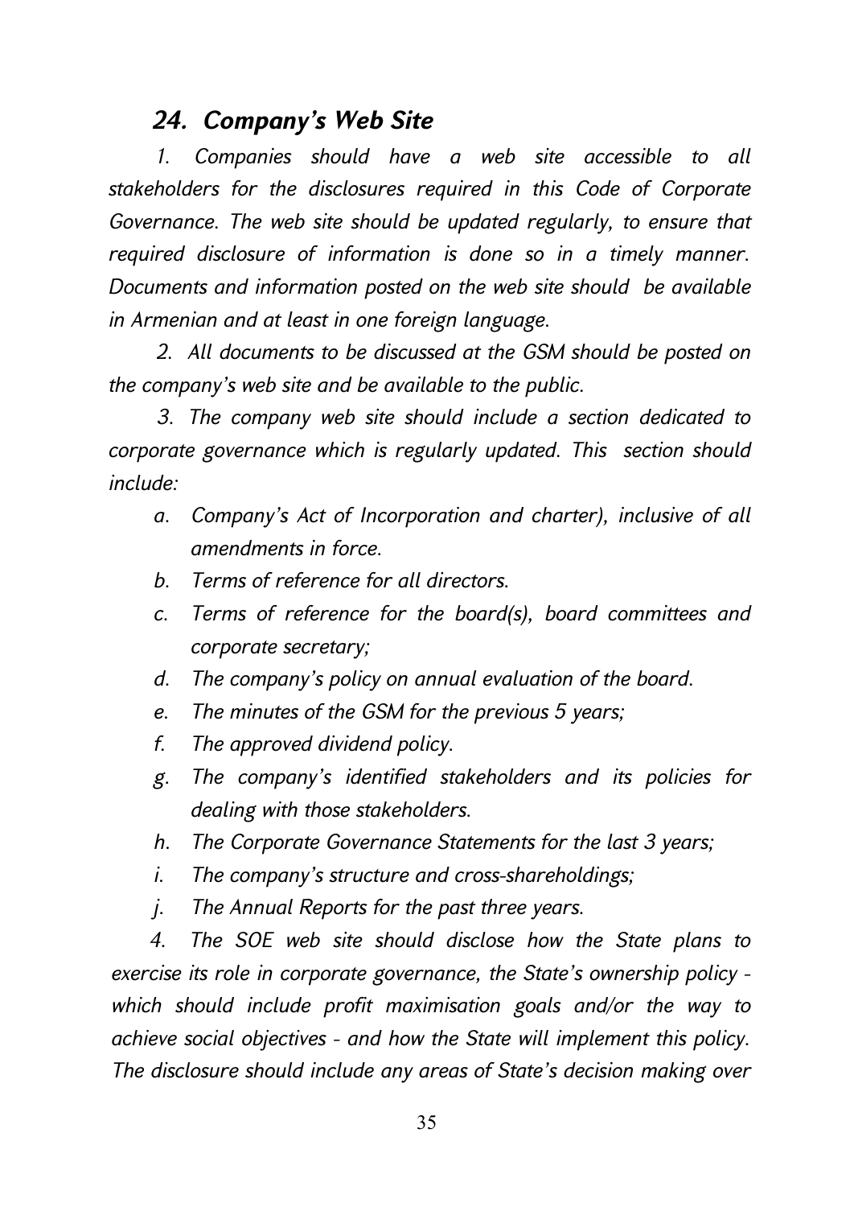## *24. Company's Web Site*

*1. Companies should have a web site accessible to all stakeholders for the disclosures required in this Code of Corporate Governance. The web site should be updated regularly, to ensure that required disclosure of information is done so in a timely manner. Documents and information posted on the web site should be available in Armenian and at least in one foreign language.*

*2. All documents to be discussed at the GSM should be posted on the company's web site and be available to the public.*

*3. The company web site should include a section dedicated to corporate governance which is regularly updated. This section should include:*

*a. Company's Act of Incorporation and charter), inclusive of all amendments in force.*
*b. Terms of reference for all directors.*
*c. Terms of reference for the board(s), board committees and corporate secretary;*
*d. The company's policy on annual evaluation of the board.*
*e. The minutes of the GSM for the previous 5 years;*
*f. The approved dividend policy.*
*g. The company's identified stakeholders and its policies for dealing with those stakeholders.*
*h. The Corporate Governance Statements for the last 3 years;*
*i. The company's structure and cross-shareholdings;*
*j. The Annual Reports for the past three years.*

*4. The SOE web site should disclose how the State plans to exercise its role in corporate governance, the State's ownership policy - which should include profit maximisation goals and/or the way to achieve social objectives - and how the State will implement this policy. The disclosure should include any areas of State's decision making over*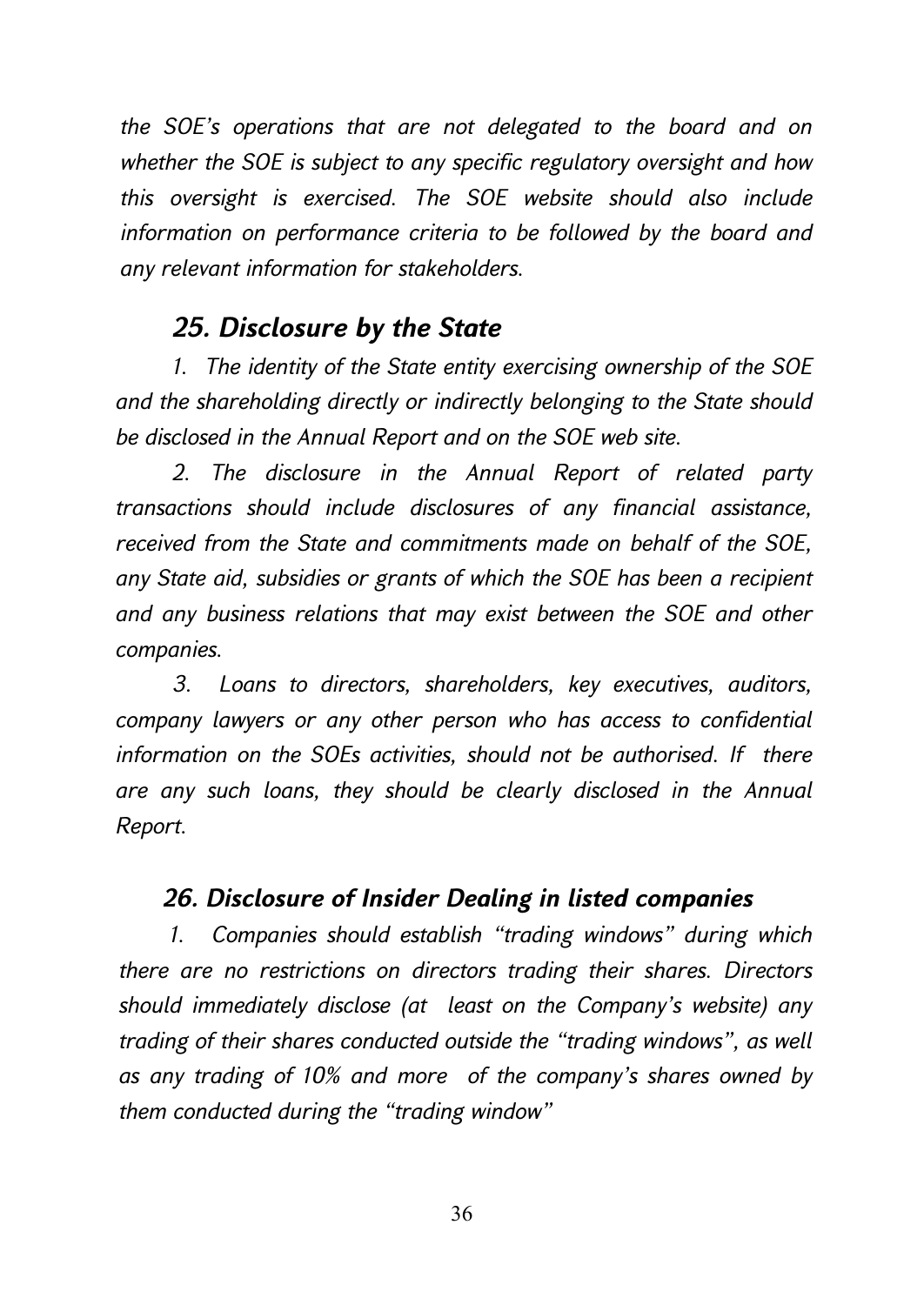*the SOE's operations that are not delegated to the board and on whether the SOE is subject to any specific regulatory oversight and how this oversight is exercised. The SOE website should also include information on performance criteria to be followed by the board and any relevant information for stakeholders.*

## *25. Disclosure by the State*

*1. The identity of the State entity exercising ownership of the SOE and the shareholding directly or indirectly belonging to the State should be disclosed in the Annual Report and on the SOE web site.*

*2. The disclosure in the Annual Report of related party transactions should include disclosures of any financial assistance, received from the State and commitments made on behalf of the SOE, any State aid, subsidies or grants of which the SOE has been a recipient and any business relations that may exist between the SOE and other companies.*

*3. Loans to directors, shareholders, key executives, auditors, company lawyers or any other person who has access to confidential information on the SOEs activities, should not be authorised. If there are any such loans, they should be clearly disclosed in the Annual Report.*

## *26. Disclosure of Insider Dealing in listed companies*

*1. Companies should establish "trading windows" during which there are no restrictions on directors trading their shares. Directors should immediately disclose (at least on the Company's website) any trading of their shares conducted outside the "trading windows", as well as any trading of 10% and more of the company's shares owned by them conducted during the "trading window"*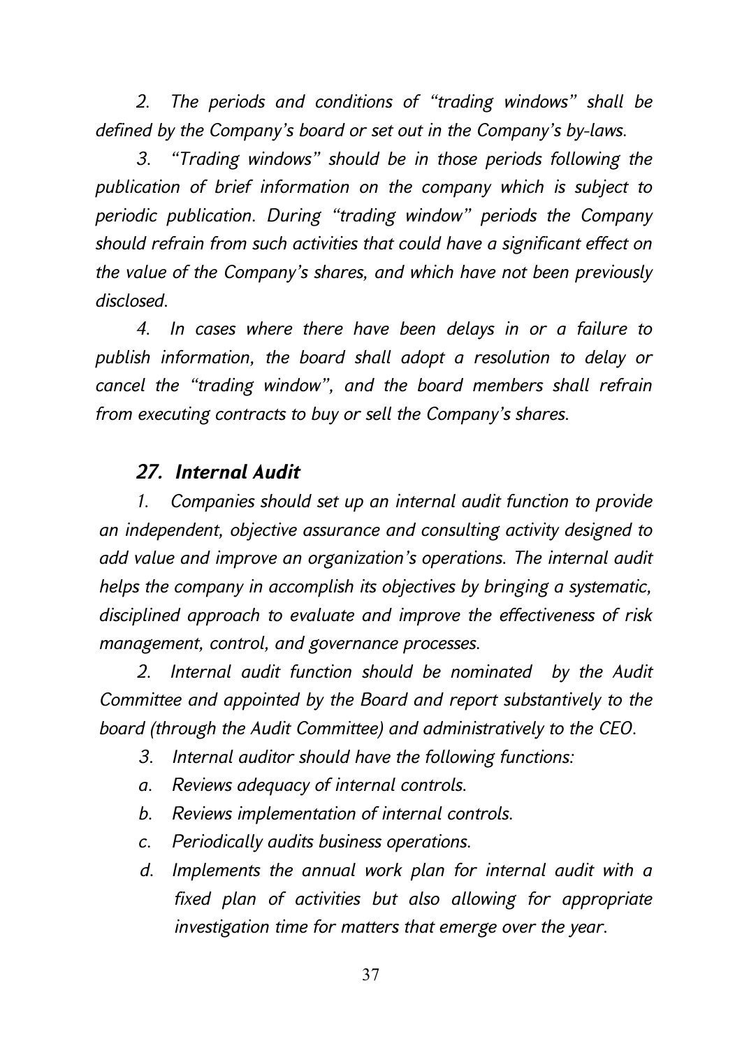*2. The periods and conditions of "trading windows" shall be defined by the Company's board or set out in the Company's by-laws.*

*3. "Trading windows" should be in those periods following the publication of brief information on the company which is subject to periodic publication. During "trading window" periods the Company should refrain from such activities that could have a significant effect on the value of the Company's shares, and which have not been previously disclosed.*

*4. In cases where there have been delays in or a failure to publish information, the board shall adopt a resolution to delay or cancel the "trading window", and the board members shall refrain from executing contracts to buy or sell the Company's shares.*

## *27. Internal Audit*

*1. Companies should set up an internal audit function to provide an independent, objective assurance and consulting activity designed to add value and improve an organization's operations. The internal audit helps the company in accomplish its objectives by bringing a systematic, disciplined approach to evaluate and improve the effectiveness of risk management, control, and governance processes.*

*2. Internal audit function should be nominated by the Audit Committee and appointed by the Board and report substantively to the board (through the Audit Committee) and administratively to the CEO.*

*3. Internal auditor should have the following functions:*

*a. Reviews adequacy of internal controls.*

*b. Reviews implementation of internal controls.*

*c. Periodically audits business operations.*

*d. Implements the annual work plan for internal audit with a fixed plan of activities but also allowing for appropriate investigation time for matters that emerge over the year.*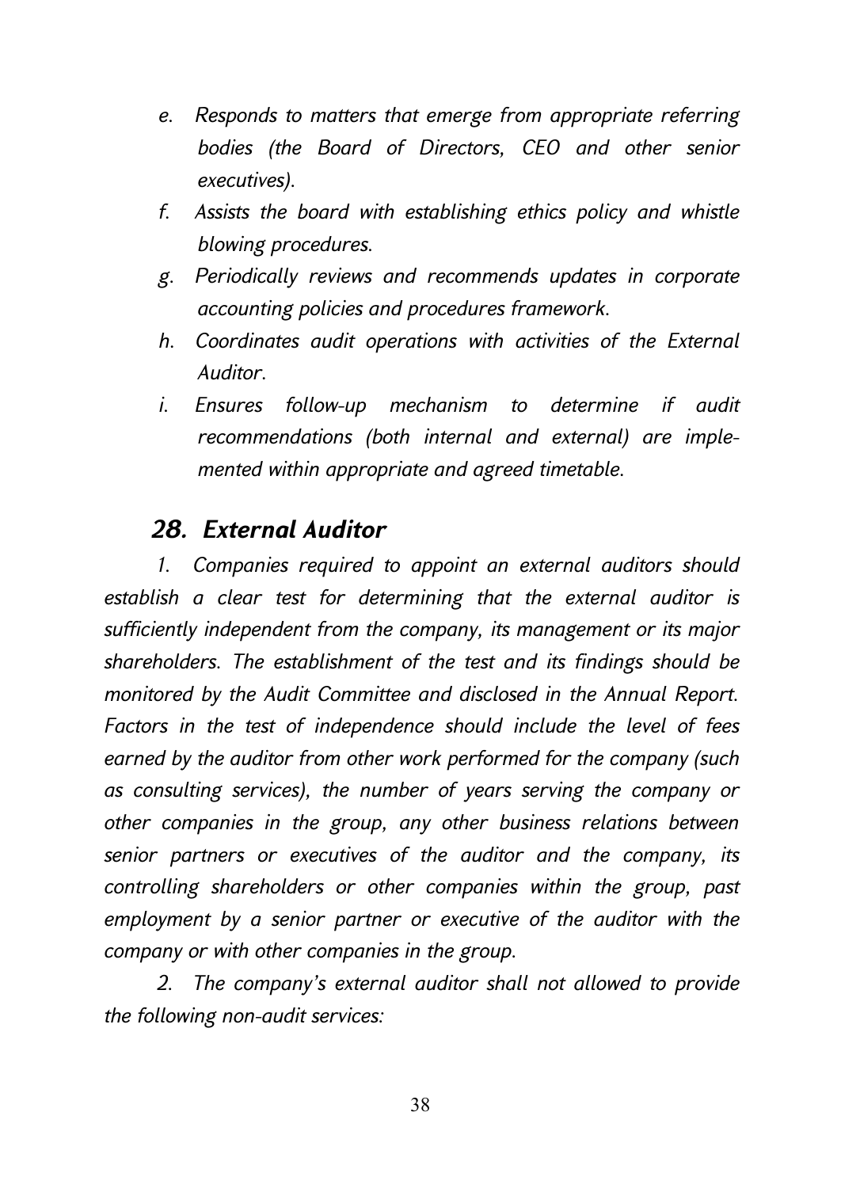*e. Responds to matters that emerge from appropriate referring bodies (the Board of Directors, CEO and other senior executives).*

*f. Assists the board with establishing ethics policy and whistle blowing procedures.*

*g. Periodically reviews and recommends updates in corporate accounting policies and procedures framework.*

*h. Coordinates audit operations with activities of the External Auditor.*

*i. Ensures follow-up mechanism to determine if audit recommendations (both internal and external) are implemented within appropriate and agreed timetable.*

## *28. External Auditor*

*1. Companies required to appoint an external auditors should establish a clear test for determining that the external auditor is sufficiently independent from the company, its management or its major shareholders. The establishment of the test and its findings should be monitored by the Audit Committee and disclosed in the Annual Report. Factors in the test of independence should include the level of fees earned by the auditor from other work performed for the company (such as consulting services), the number of years serving the company or other companies in the group, any other business relations between senior partners or executives of the auditor and the company, its controlling shareholders or other companies within the group, past employment by a senior partner or executive of the auditor with the company or with other companies in the group.*

*2. The company's external auditor shall not allowed to provide the following non-audit services:*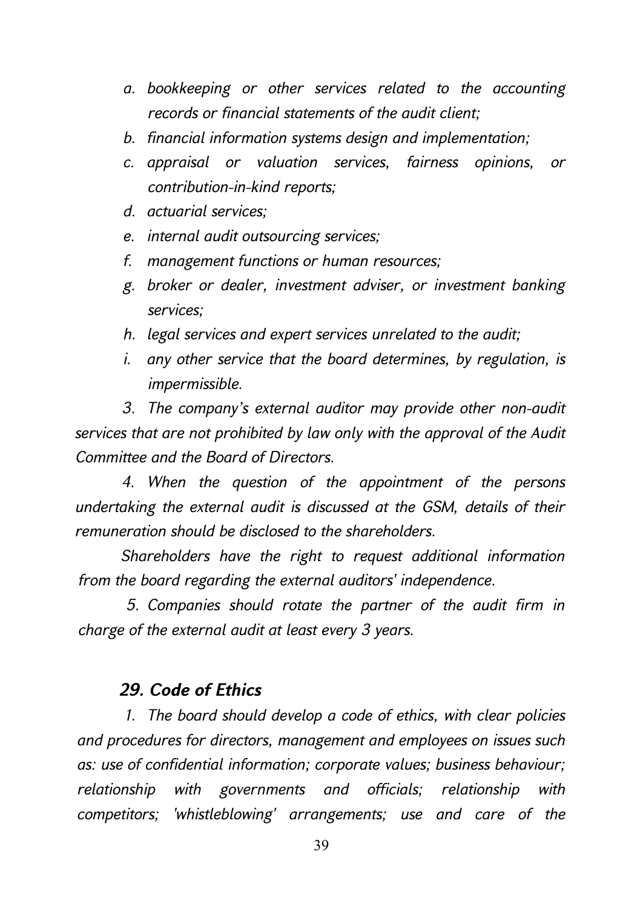*a. bookkeeping or other services related to the accounting records or financial statements of the audit client;*

*b. financial information systems design and implementation;*

*c. appraisal or valuation services, fairness opinions, or contribution-in-kind reports;*

*d. actuarial services;*

*e. internal audit outsourcing services;*

*f. management functions or human resources;*

*g. broker or dealer, investment adviser, or investment banking services;*

*h. legal services and expert services unrelated to the audit;*

*i. any other service that the board determines, by regulation, is impermissible.*

*3. The company's external auditor may provide other non-audit services that are not prohibited by law only with the approval of the Audit Committee and the Board of Directors.*

*4. When the question of the appointment of the persons undertaking the external audit is discussed at the GSM, details of their remuneration should be disclosed to the shareholders.*

*Shareholders have the right to request additional information from the board regarding the external auditors' independence.*

*5. Companies should rotate the partner of the audit firm in charge of the external audit at least every 3 years.*

### *29. Code of Ethics*

*1. The board should develop a code of ethics, with clear policies and procedures for directors, management and employees on issues such as: use of confidential information; corporate values; business behaviour; relationship with governments and officials; relationship with competitors; 'whistleblowing' arrangements; use and care of the*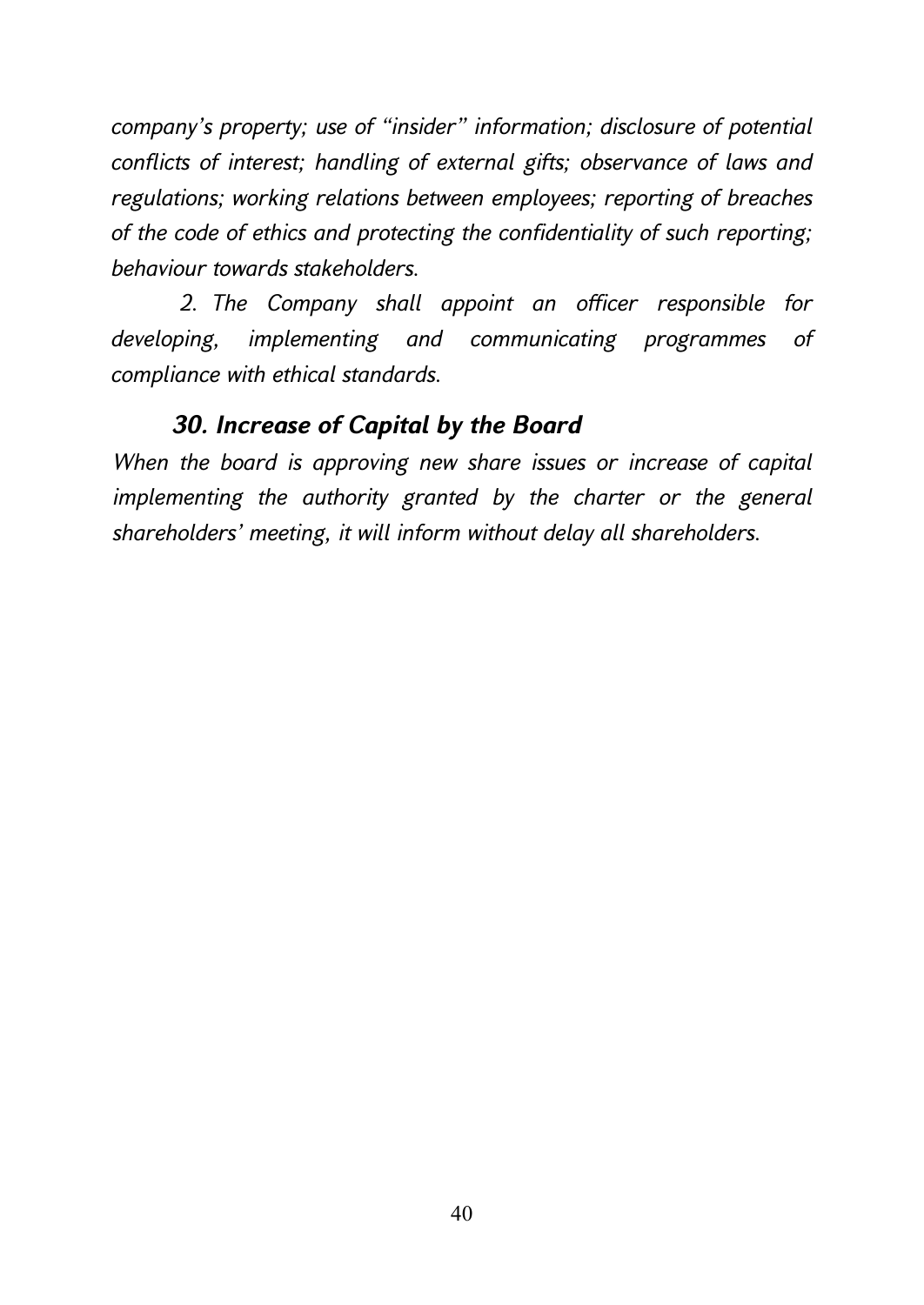*company's property; use of "insider" information; disclosure of potential conflicts of interest; handling of external gifts; observance of laws and regulations; working relations between employees; reporting of breaches of the code of ethics and protecting the confidentiality of such reporting; behaviour towards stakeholders.*

*2. The Company shall appoint an officer responsible for developing, implementing and communicating programmes of compliance with ethical standards.*

### *30. Increase of Capital by the Board*

*When the board is approving new share issues or increase of capital implementing the authority granted by the charter or the general shareholders' meeting, it will inform without delay all shareholders.*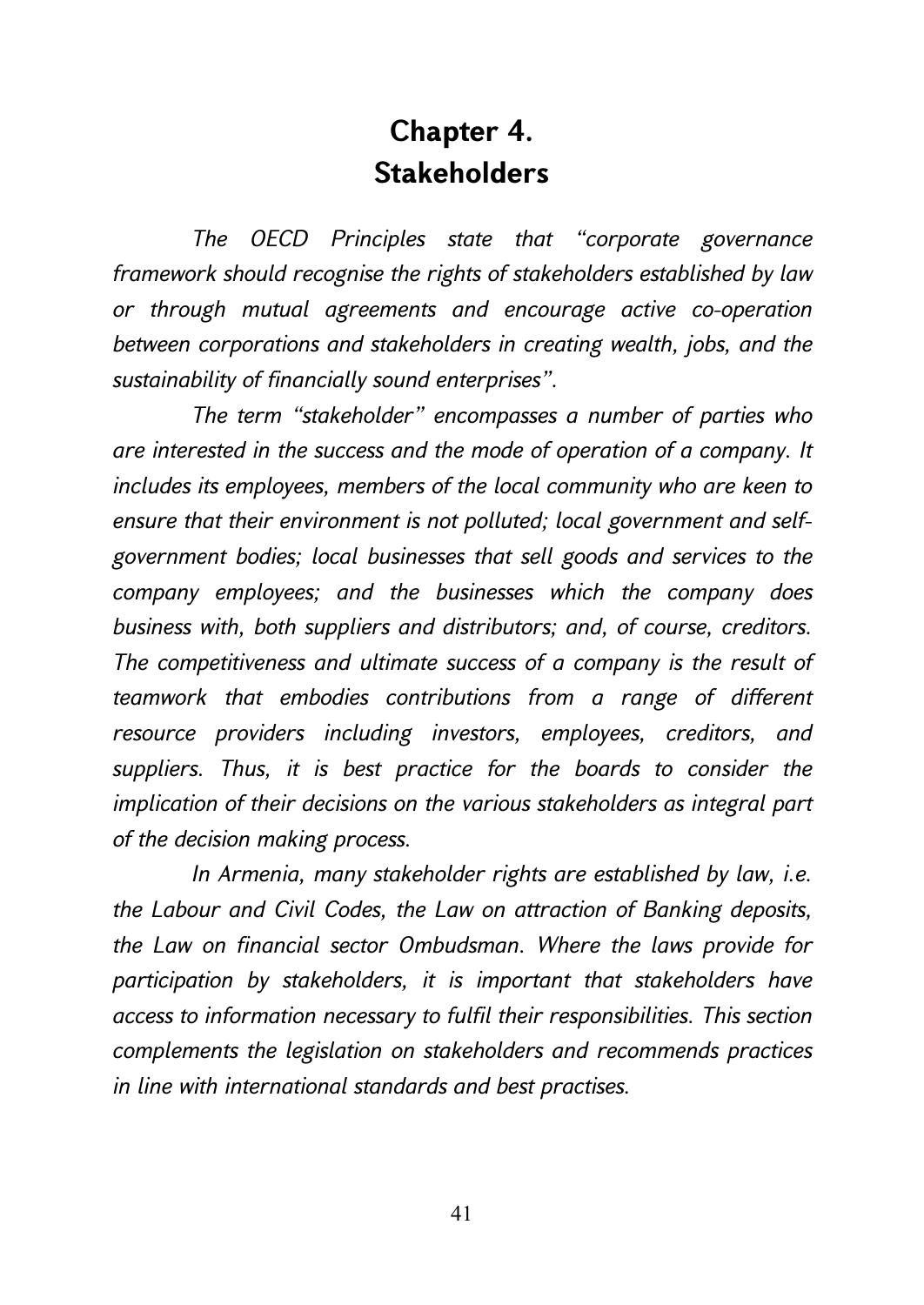# Chapter 4.
# Stakeholders

*The OECD Principles state that "corporate governance framework should recognise the rights of stakeholders established by law or through mutual agreements and encourage active co-operation between corporations and stakeholders in creating wealth, jobs, and the sustainability of financially sound enterprises".*

*The term "stakeholder" encompasses a number of parties who are interested in the success and the mode of operation of a company. It includes its employees, members of the local community who are keen to ensure that their environment is not polluted; local government and self-government bodies; local businesses that sell goods and services to the company employees; and the businesses which the company does business with, both suppliers and distributors; and, of course, creditors. The competitiveness and ultimate success of a company is the result of teamwork that embodies contributions from a range of different resource providers including investors, employees, creditors, and suppliers. Thus, it is best practice for the boards to consider the implication of their decisions on the various stakeholders as integral part of the decision making process.*

*In Armenia, many stakeholder rights are established by law, i.e. the Labour and Civil Codes, the Law on attraction of Banking deposits, the Law on financial sector Ombudsman. Where the laws provide for participation by stakeholders, it is important that stakeholders have access to information necessary to fulfil their responsibilities. This section complements the legislation on stakeholders and recommends practices in line with international standards and best practises.*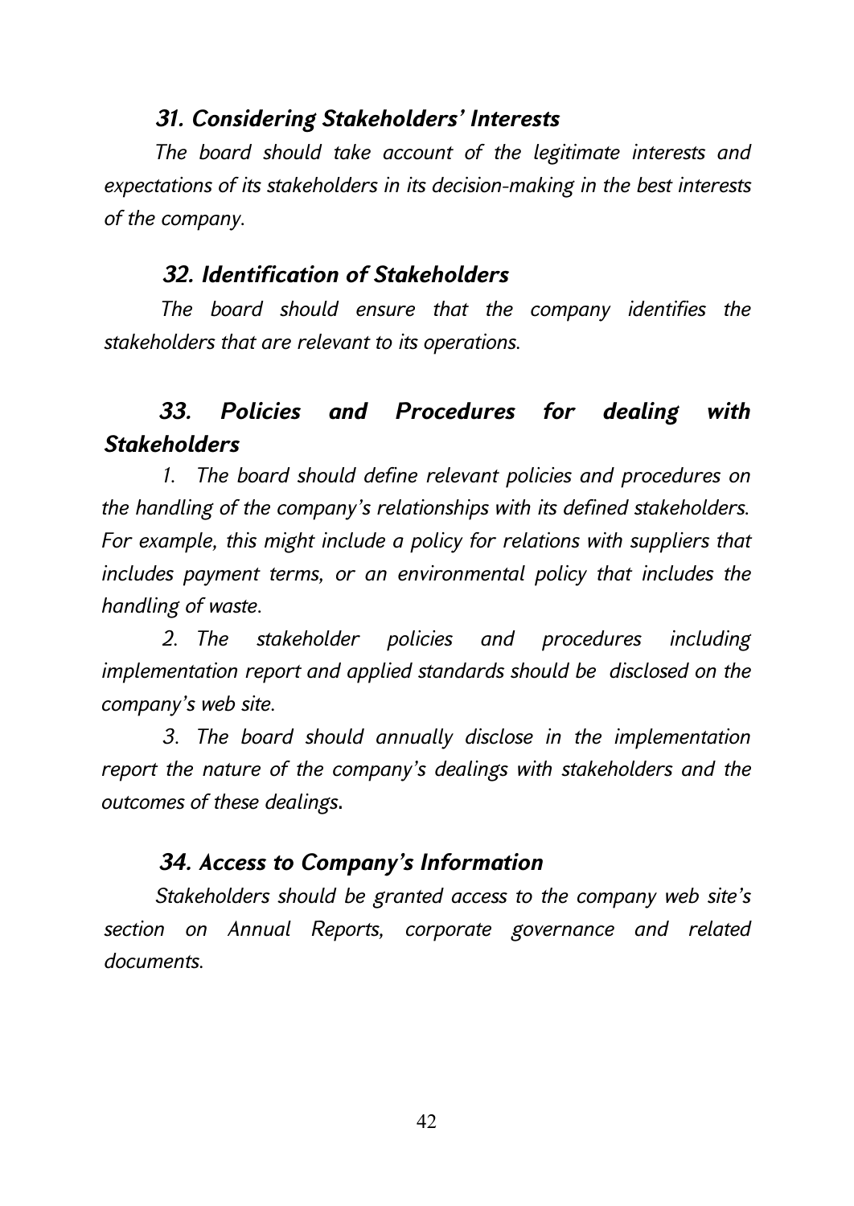### *31. Considering Stakeholders' Interests*

*The board should take account of the legitimate interests and expectations of its stakeholders in its decision-making in the best interests of the company.*

### *32. Identification of Stakeholders*

*The board should ensure that the company identifies the stakeholders that are relevant to its operations.*

### *33. Policies and Procedures for dealing with Stakeholders*

*1. The board should define relevant policies and procedures on the handling of the company's relationships with its defined stakeholders. For example, this might include a policy for relations with suppliers that includes payment terms, or an environmental policy that includes the handling of waste.*

*2. The stakeholder policies and procedures including implementation report and applied standards should be disclosed on the company's web site.*

*3. The board should annually disclose in the implementation report the nature of the company's dealings with stakeholders and the outcomes of these dealings.*

### *34. Access to Company's Information*

*Stakeholders should be granted access to the company web site's section on Annual Reports, corporate governance and related documents.*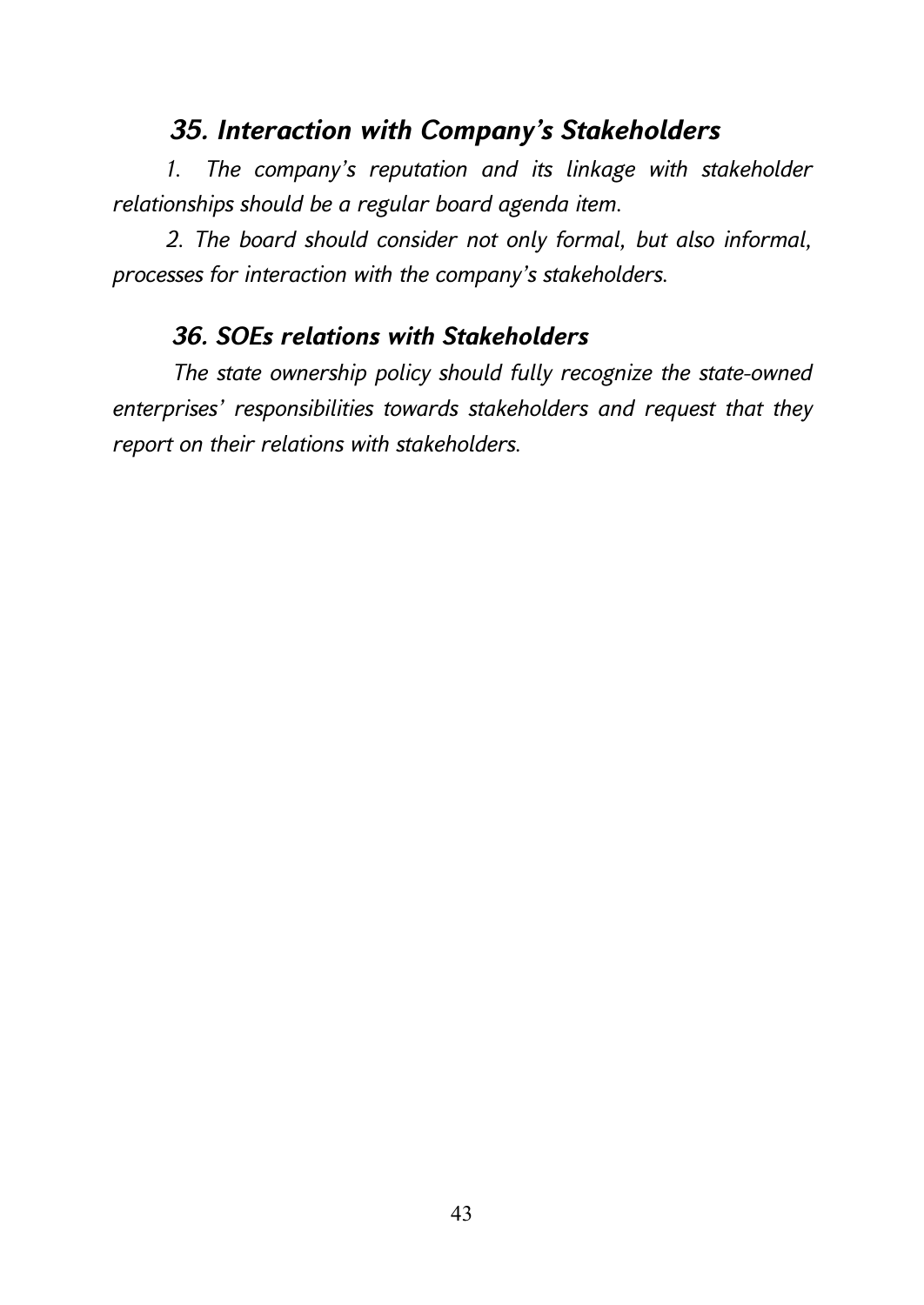## *35. Interaction with Company's Stakeholders*

*1. The company's reputation and its linkage with stakeholder relationships should be a regular board agenda item.*

*2. The board should consider not only formal, but also informal, processes for interaction with the company's stakeholders.*

## *36. SOEs relations with Stakeholders*

*The state ownership policy should fully recognize the state-owned enterprises' responsibilities towards stakeholders and request that they report on their relations with stakeholders.*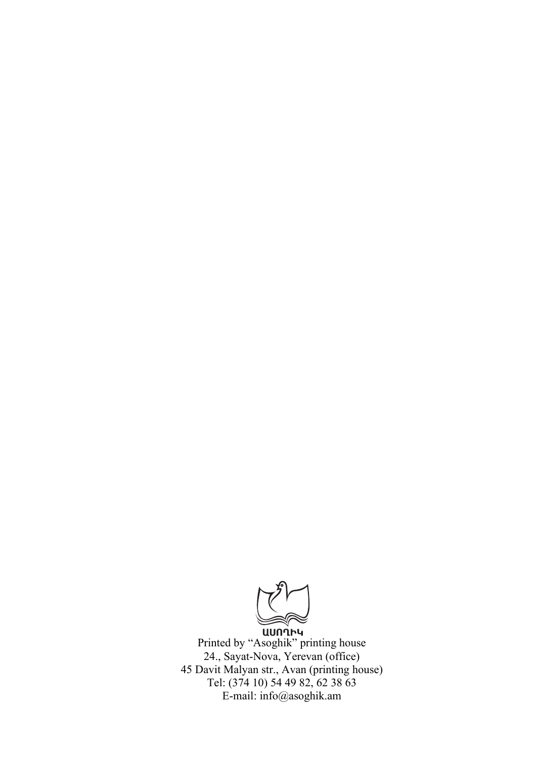ԱՍՈՂԻԿ

Printed by “Asoghik” printing house
24., Sayat-Nova, Yerevan (office)
45 Davit Malyan str., Avan (printing house)
Tel: (374 10) 54 49 82, 62 38 63
E-mail: info@asoghik.am